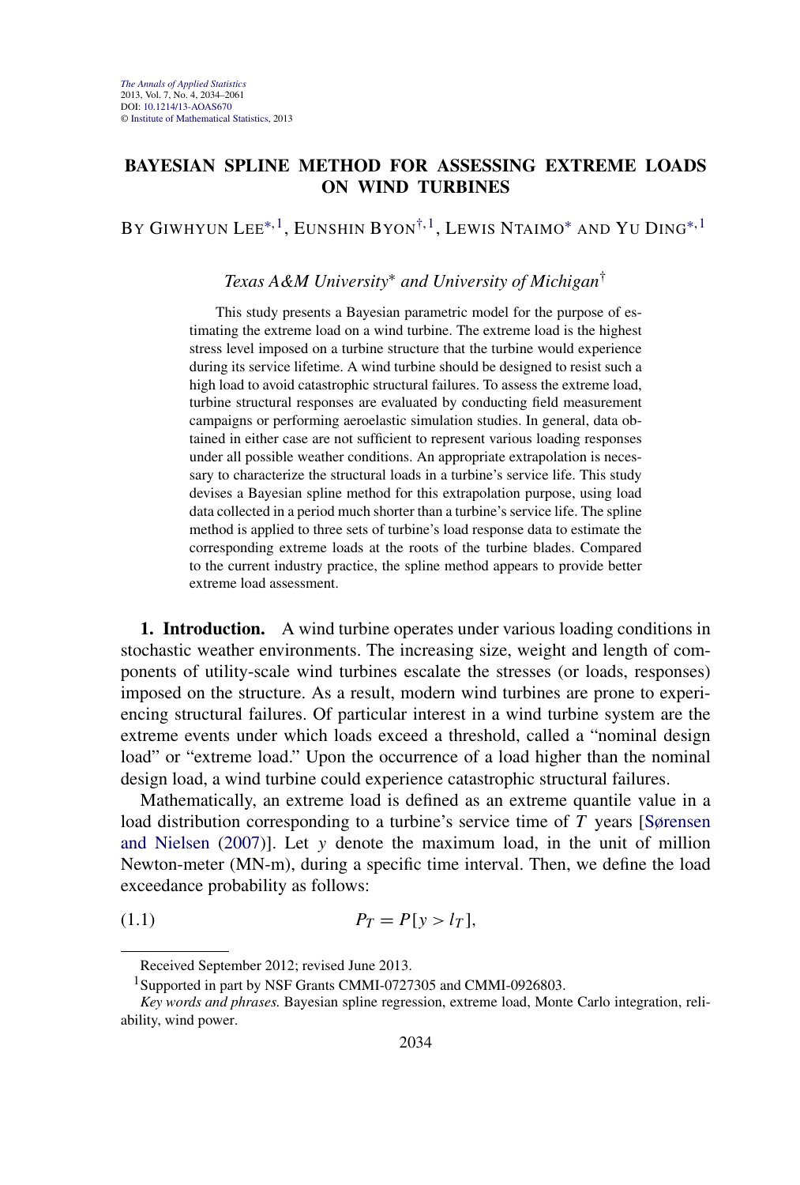# BAYESIAN SPLINE METHOD FOR ASSESSING EXTREME LOADS ON WIND TURBINES

BY GIWHYUN LEE[*,1], EUNSHIN BYON[†,1], LEWIS NTAIMO[*] AND YU DING[*,1]

*Texas A&M University[*] and University of Michigan[†]*

This study presents a Bayesian parametric model for the purpose of estimating the extreme load on a wind turbine. The extreme load is the highest stress level imposed on a turbine structure that the turbine would experience during its service lifetime. A wind turbine should be designed to resist such a high load to avoid catastrophic structural failures. To assess the extreme load, turbine structural responses are evaluated by conducting field measurement campaigns or performing aeroelastic simulation studies. In general, data obtained in either case are not sufficient to represent various loading responses under all possible weather conditions. An appropriate extrapolation is necessary to characterize the structural loads in a turbine's service life. This study devises a Bayesian spline method for this extrapolation purpose, using load data collected in a period much shorter than a turbine's service life. The spline method is applied to three sets of turbine's load response data to estimate the corresponding extreme loads at the roots of the turbine blades. Compared to the current industry practice, the spline method appears to provide better extreme load assessment.

**1. Introduction.** A wind turbine operates under various loading conditions in stochastic weather environments. The increasing size, weight and length of components of utility-scale wind turbines escalate the stresses (or loads, responses) imposed on the structure. As a result, modern wind turbines are prone to experiencing structural failures. Of particular interest in a wind turbine system are the extreme events under which loads exceed a threshold, called a "nominal design load" or "extreme load." Upon the occurrence of a load higher than the nominal design load, a wind turbine could experience catastrophic structural failures.

Mathematically, an extreme load is defined as an extreme quantile value in a load distribution corresponding to a turbine's service time of $T$ years [Sørensen and Nielsen (2007)]. Let $y$ denote the maximum load, in the unit of million Newton-meter (MN-m), during a specific time interval. Then, we define the load exceedance probability as follows:

$$P_T = P[y > l_T], \tag{1.1}$$

---

Received September 2012; revised June 2013.

[1]Supported in part by NSF Grants CMMI-0727305 and CMMI-0926803.

*Key words and phrases.* Bayesian spline regression, extreme load, Monte Carlo integration, reliability, wind power.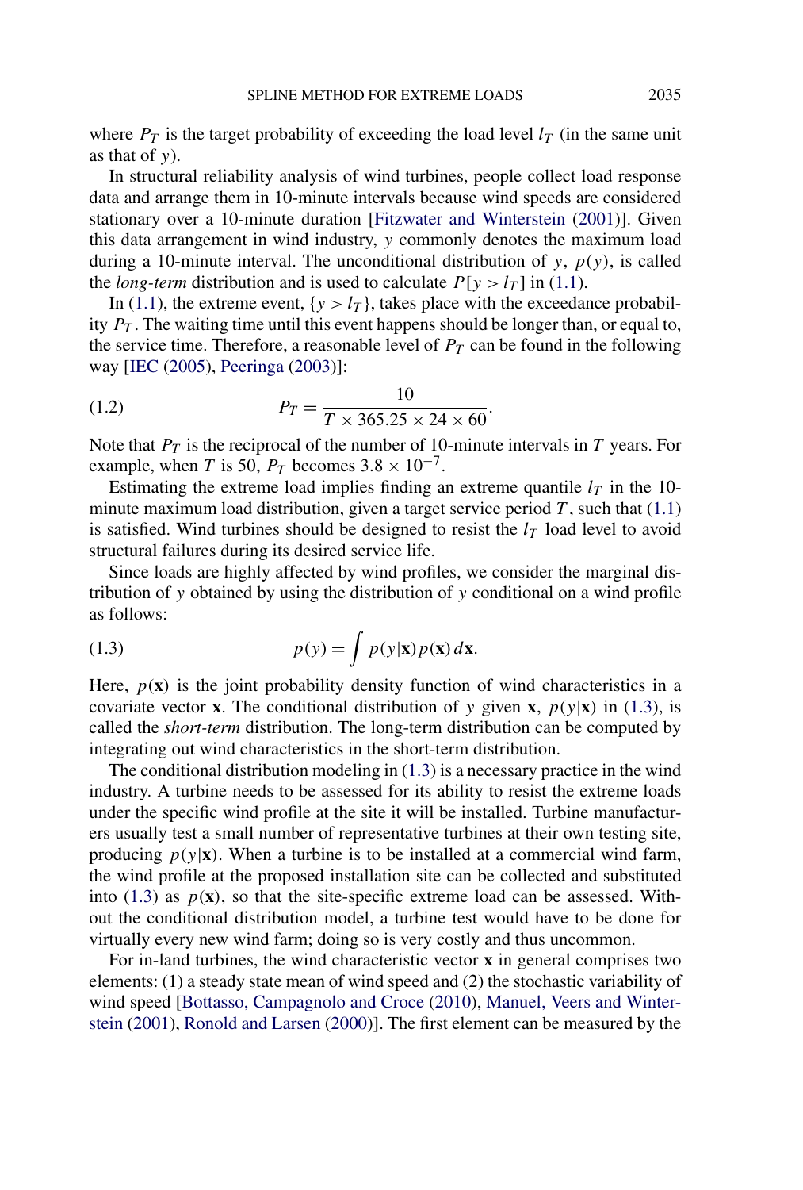where $P_T$ is the target probability of exceeding the load level $l_T$ (in the same unit as that of $y$).

In structural reliability analysis of wind turbines, people collect load response data and arrange them in 10-minute intervals because wind speeds are considered stationary over a 10-minute duration [Fitzwater and Winterstein (2001)]. Given this data arrangement in wind industry, $y$ commonly denotes the maximum load during a 10-minute interval. The unconditional distribution of $y$, $p(y)$, is called the *long-term* distribution and is used to calculate $P[y > l_T]$ in (1.1).

In (1.1), the extreme event, $\{y > l_T\}$, takes place with the exceedance probability $P_T$. The waiting time until this event happens should be longer than, or equal to, the service time. Therefore, a reasonable level of $P_T$ can be found in the following way [IEC (2005), Peeringa (2003)]:

$$P_T = \frac{10}{T \times 365.25 \times 24 \times 60}. \tag{1.2}$$

Note that $P_T$ is the reciprocal of the number of 10-minute intervals in $T$ years. For example, when $T$ is 50, $P_T$ becomes $3.8 \times 10^{-7}$.

Estimating the extreme load implies finding an extreme quantile $l_T$ in the 10-minute maximum load distribution, given a target service period $T$, such that (1.1) is satisfied. Wind turbines should be designed to resist the $l_T$ load level to avoid structural failures during its desired service life.

Since loads are highly affected by wind profiles, we consider the marginal distribution of $y$ obtained by using the distribution of $y$ conditional on a wind profile as follows:

$$p(y) = \int p(y|\mathbf{x}) p(\mathbf{x})\, d\mathbf{x}. \tag{1.3}$$

Here, $p(\mathbf{x})$ is the joint probability density function of wind characteristics in a covariate vector $\mathbf{x}$. The conditional distribution of $y$ given $\mathbf{x}$, $p(y|\mathbf{x})$ in (1.3), is called the *short-term* distribution. The long-term distribution can be computed by integrating out wind characteristics in the short-term distribution.

The conditional distribution modeling in (1.3) is a necessary practice in the wind industry. A turbine needs to be assessed for its ability to resist the extreme loads under the specific wind profile at the site it will be installed. Turbine manufacturers usually test a small number of representative turbines at their own testing site, producing $p(y|\mathbf{x})$. When a turbine is to be installed at a commercial wind farm, the wind profile at the proposed installation site can be collected and substituted into (1.3) as $p(\mathbf{x})$, so that the site-specific extreme load can be assessed. Without the conditional distribution model, a turbine test would have to be done for virtually every new wind farm; doing so is very costly and thus uncommon.

For in-land turbines, the wind characteristic vector $\mathbf{x}$ in general comprises two elements: (1) a steady state mean of wind speed and (2) the stochastic variability of wind speed [Bottasso, Campagnolo and Croce (2010), Manuel, Veers and Winterstein (2001), Ronold and Larsen (2000)]. The first element can be measured by the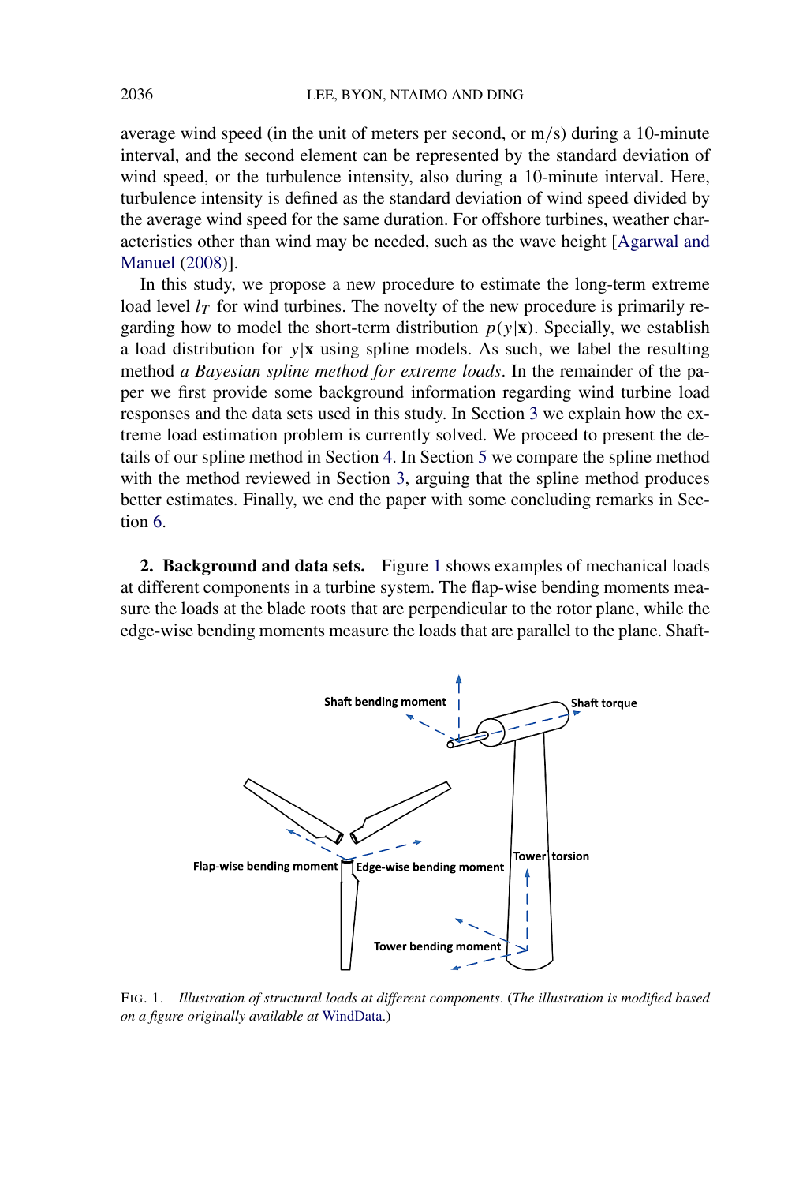average wind speed (in the unit of meters per second, or m/s) during a 10-minute interval, and the second element can be represented by the standard deviation of wind speed, or the turbulence intensity, also during a 10-minute interval. Here, turbulence intensity is defined as the standard deviation of wind speed divided by the average wind speed for the same duration. For offshore turbines, weather characteristics other than wind may be needed, such as the wave height [Agarwal and Manuel (2008)].

In this study, we propose a new procedure to estimate the long-term extreme load level $l_T$ for wind turbines. The novelty of the new procedure is primarily regarding how to model the short-term distribution $p(y|\mathbf{x})$. Specially, we establish a load distribution for $y|\mathbf{x}$ using spline models. As such, we label the resulting method *a Bayesian spline method for extreme loads*. In the remainder of the paper we first provide some background information regarding wind turbine load responses and the data sets used in this study. In Section 3 we explain how the extreme load estimation problem is currently solved. We proceed to present the details of our spline method in Section 4. In Section 5 we compare the spline method with the method reviewed in Section 3, arguing that the spline method produces better estimates. Finally, we end the paper with some concluding remarks in Section 6.

**2. Background and data sets.** Figure 1 shows examples of mechanical loads at different components in a turbine system. The flap-wise bending moments measure the loads at the blade roots that are perpendicular to the rotor plane, while the edge-wise bending moments measure the loads that are parallel to the plane. Shaft-

FIG. 1. *Illustration of structural loads at different components*. (*The illustration is modified based on a figure originally available at* WindData.)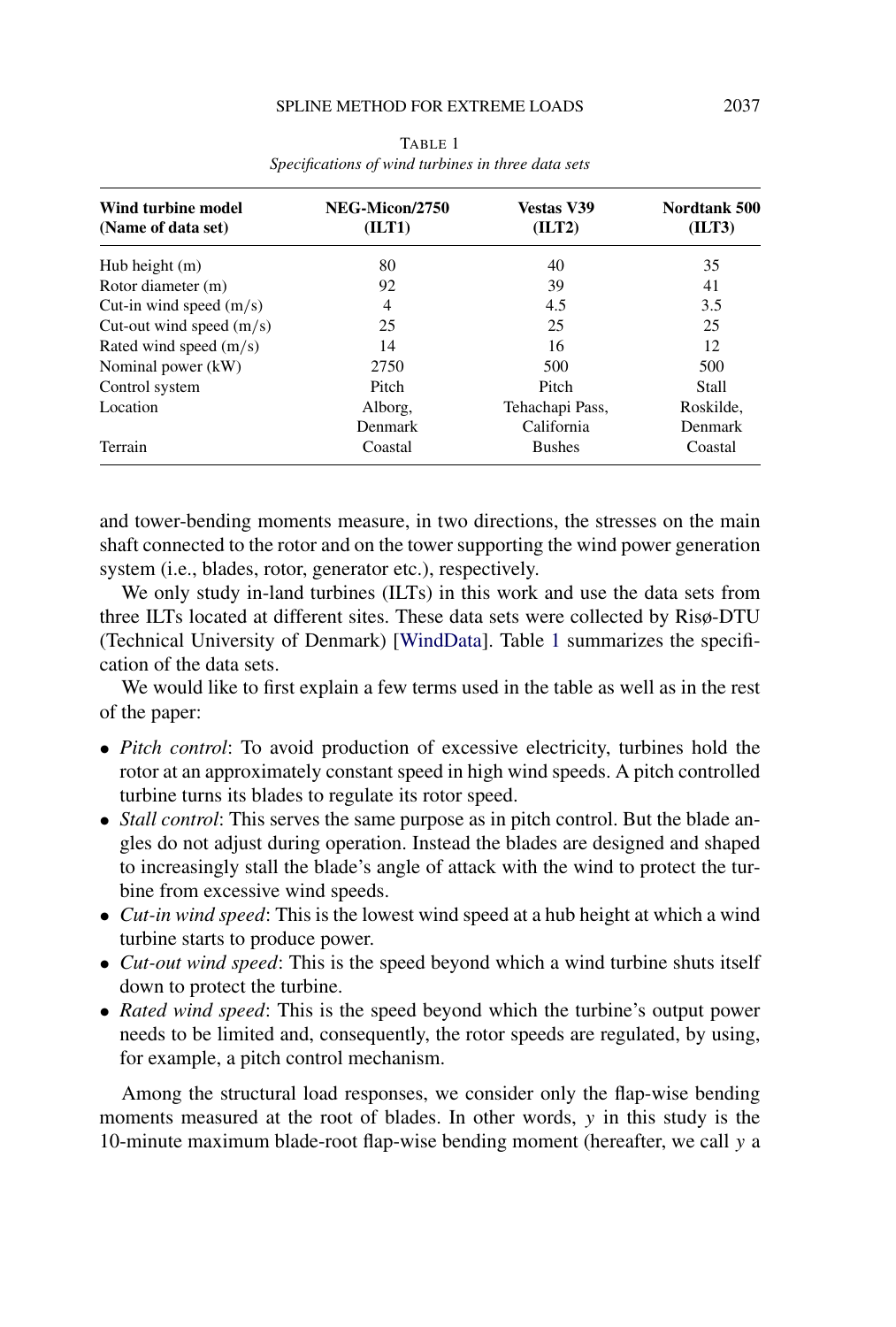TABLE 1
*Specifications of wind turbines in three data sets*

| **Wind turbine model (Name of data set)** | **NEG-Micon/2750 (ILT1)** | **Vestas V39 (ILT2)** | **Nordtank 500 (ILT3)** |
|---|---|---|---|
| Hub height (m) | 80 | 40 | 35 |
| Rotor diameter (m) | 92 | 39 | 41 |
| Cut-in wind speed (m/s) | 4 | 4.5 | 3.5 |
| Cut-out wind speed (m/s) | 25 | 25 | 25 |
| Rated wind speed (m/s) | 14 | 16 | 12 |
| Nominal power (kW) | 2750 | 500 | 500 |
| Control system | Pitch | Pitch | Stall |
| Location | Alborg, Denmark | Tehachapi Pass, California | Roskilde, Denmark |
| Terrain | Coastal | Bushes | Coastal |

and tower-bending moments measure, in two directions, the stresses on the main shaft connected to the rotor and on the tower supporting the wind power generation system (i.e., blades, rotor, generator etc.), respectively.

We only study in-land turbines (ILTs) in this work and use the data sets from three ILTs located at different sites. These data sets were collected by Risø-DTU (Technical University of Denmark) [WindData]. Table 1 summarizes the specification of the data sets.

We would like to first explain a few terms used in the table as well as in the rest of the paper:

- *Pitch control*: To avoid production of excessive electricity, turbines hold the rotor at an approximately constant speed in high wind speeds. A pitch controlled turbine turns its blades to regulate its rotor speed.
- *Stall control*: This serves the same purpose as in pitch control. But the blade angles do not adjust during operation. Instead the blades are designed and shaped to increasingly stall the blade's angle of attack with the wind to protect the turbine from excessive wind speeds.
- *Cut-in wind speed*: This is the lowest wind speed at a hub height at which a wind turbine starts to produce power.
- *Cut-out wind speed*: This is the speed beyond which a wind turbine shuts itself down to protect the turbine.
- *Rated wind speed*: This is the speed beyond which the turbine's output power needs to be limited and, consequently, the rotor speeds are regulated, by using, for example, a pitch control mechanism.

Among the structural load responses, we consider only the flap-wise bending moments measured at the root of blades. In other words, $y$ in this study is the 10-minute maximum blade-root flap-wise bending moment (hereafter, we call $y$ a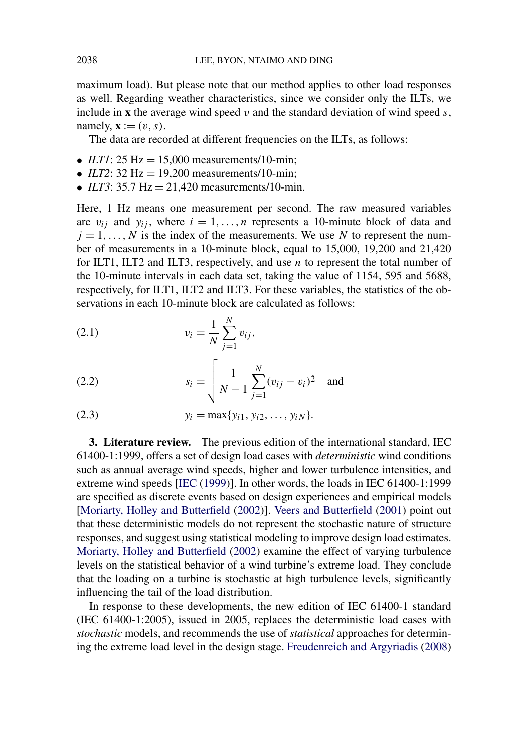maximum load). But please note that our method applies to other load responses as well. Regarding weather characteristics, since we consider only the ILTs, we include in $\mathbf{x}$ the average wind speed $v$ and the standard deviation of wind speed $s$, namely, $\mathbf{x} := (v, s)$.

The data are recorded at different frequencies on the ILTs, as follows:

- *ILT1*: 25 Hz = 15,000 measurements/10-min;
- *ILT2*: 32 Hz = 19,200 measurements/10-min;
- *ILT3*: 35.7 Hz = 21,420 measurements/10-min.

Here, 1 Hz means one measurement per second. The raw measured variables are $v_{ij}$ and $y_{ij}$, where $i = 1, \ldots, n$ represents a 10-minute block of data and $j = 1, \ldots, N$ is the index of the measurements. We use $N$ to represent the number of measurements in a 10-minute block, equal to 15,000, 19,200 and 21,420 for ILT1, ILT2 and ILT3, respectively, and use $n$ to represent the total number of the 10-minute intervals in each data set, taking the value of 1154, 595 and 5688, respectively, for ILT1, ILT2 and ILT3. For these variables, the statistics of the observations in each 10-minute block are calculated as follows:

$$v_i = \frac{1}{N} \sum_{j=1}^{N} v_{ij}, \tag{2.1}$$

$$s_i = \sqrt{\frac{1}{N-1} \sum_{j=1}^{N} (v_{ij} - v_i)^2} \quad \text{and} \tag{2.2}$$

$$y_i = \max\{y_{i1}, y_{i2}, \ldots, y_{iN}\}. \tag{2.3}$$

**3. Literature review.** The previous edition of the international standard, IEC 61400-1:1999, offers a set of design load cases with *deterministic* wind conditions such as annual average wind speeds, higher and lower turbulence intensities, and extreme wind speeds [IEC (1999)]. In other words, the loads in IEC 61400-1:1999 are specified as discrete events based on design experiences and empirical models [Moriarty, Holley and Butterfield (2002)]. Veers and Butterfield (2001) point out that these deterministic models do not represent the stochastic nature of structure responses, and suggest using statistical modeling to improve design load estimates. Moriarty, Holley and Butterfield (2002) examine the effect of varying turbulence levels on the statistical behavior of a wind turbine's extreme load. They conclude that the loading on a turbine is stochastic at high turbulence levels, significantly influencing the tail of the load distribution.

In response to these developments, the new edition of IEC 61400-1 standard (IEC 61400-1:2005), issued in 2005, replaces the deterministic load cases with *stochastic* models, and recommends the use of *statistical* approaches for determining the extreme load level in the design stage. Freudenreich and Argyriadis (2008)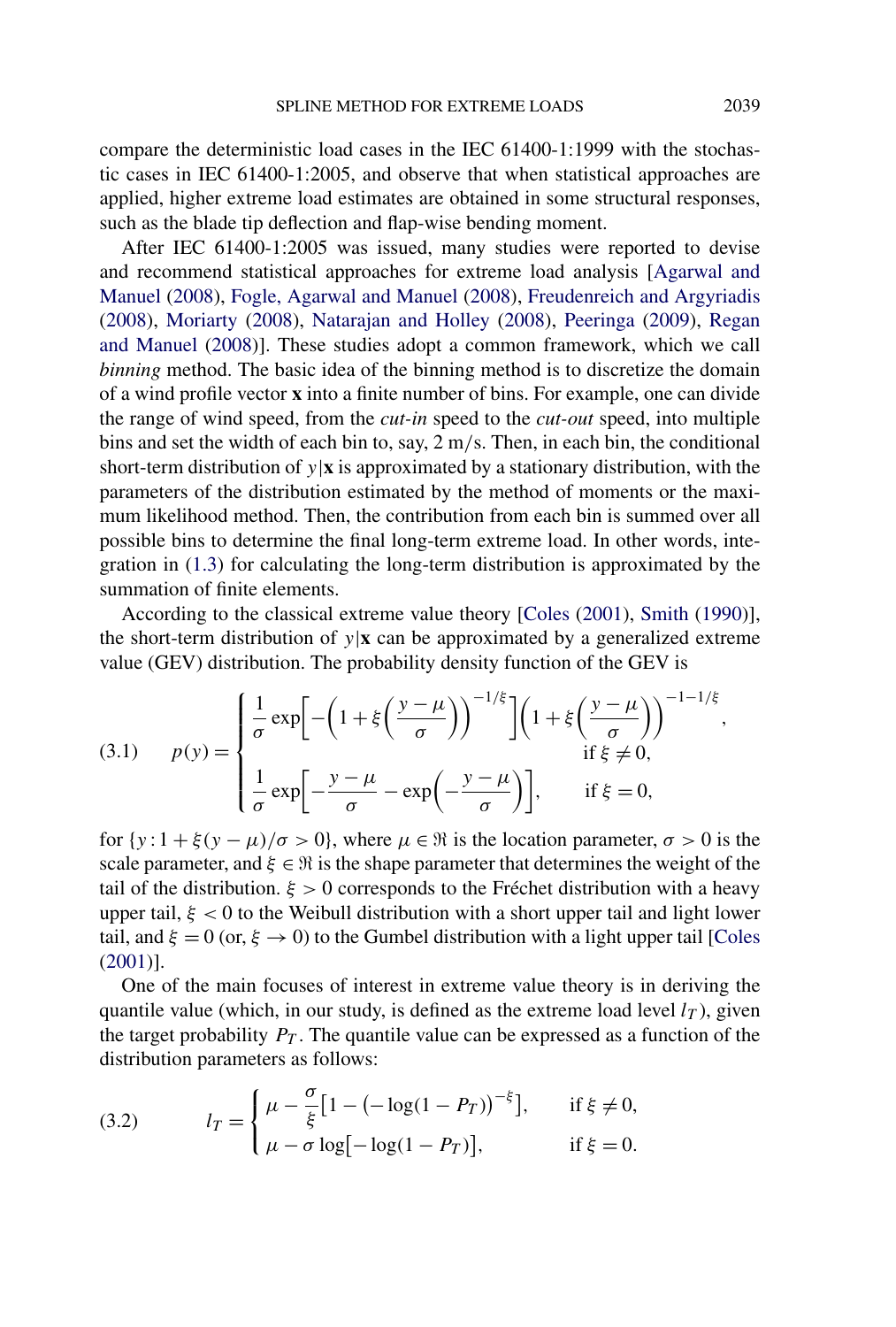compare the deterministic load cases in the IEC 61400-1:1999 with the stochastic cases in IEC 61400-1:2005, and observe that when statistical approaches are applied, higher extreme load estimates are obtained in some structural responses, such as the blade tip deflection and flap-wise bending moment.

After IEC 61400-1:2005 was issued, many studies were reported to devise and recommend statistical approaches for extreme load analysis [Agarwal and Manuel (2008), Fogle, Agarwal and Manuel (2008), Freudenreich and Argyriadis (2008), Moriarty (2008), Natarajan and Holley (2008), Peeringa (2009), Regan and Manuel (2008)]. These studies adopt a common framework, which we call *binning* method. The basic idea of the binning method is to discretize the domain of a wind profile vector $\mathbf{x}$ into a finite number of bins. For example, one can divide the range of wind speed, from the *cut-in* speed to the *cut-out* speed, into multiple bins and set the width of each bin to, say, 2 m/s. Then, in each bin, the conditional short-term distribution of $y|\mathbf{x}$ is approximated by a stationary distribution, with the parameters of the distribution estimated by the method of moments or the maximum likelihood method. Then, the contribution from each bin is summed over all possible bins to determine the final long-term extreme load. In other words, integration in (1.3) for calculating the long-term distribution is approximated by the summation of finite elements.

According to the classical extreme value theory [Coles (2001), Smith (1990)], the short-term distribution of $y|\mathbf{x}$ can be approximated by a generalized extreme value (GEV) distribution. The probability density function of the GEV is

$$
(3.1) \qquad p(y) = \begin{cases} \dfrac{1}{\sigma} \exp\left[-\left(1+\xi\left(\dfrac{y-\mu}{\sigma}\right)\right)^{-1/\xi}\right]\left(1+\xi\left(\dfrac{y-\mu}{\sigma}\right)\right)^{-1-1/\xi}, & \\ \qquad\qquad\qquad\qquad\qquad\qquad\qquad\qquad\qquad\qquad \text{if } \xi \neq 0, & \\ \dfrac{1}{\sigma} \exp\left[-\dfrac{y-\mu}{\sigma} - \exp\left(-\dfrac{y-\mu}{\sigma}\right)\right], \qquad \text{if } \xi = 0, & \end{cases}
$$

for $\{y : 1 + \xi(y-\mu)/\sigma > 0\}$, where $\mu \in \Re$ is the location parameter, $\sigma > 0$ is the scale parameter, and $\xi \in \Re$ is the shape parameter that determines the weight of the tail of the distribution. $\xi > 0$ corresponds to the Fréchet distribution with a heavy upper tail, $\xi < 0$ to the Weibull distribution with a short upper tail and light lower tail, and $\xi = 0$ (or, $\xi \to 0$) to the Gumbel distribution with a light upper tail [Coles (2001)].

One of the main focuses of interest in extreme value theory is in deriving the quantile value (which, in our study, is defined as the extreme load level $l_T$), given the target probability $P_T$. The quantile value can be expressed as a function of the distribution parameters as follows:

$$
(3.2) \qquad l_T = \begin{cases} \mu - \dfrac{\sigma}{\xi}\left[1 - \left(-\log(1-P_T)\right)^{-\xi}\right], & \text{if } \xi \neq 0, \\ \mu - \sigma \log\left[-\log(1-P_T)\right], & \text{if } \xi = 0. \end{cases}
$$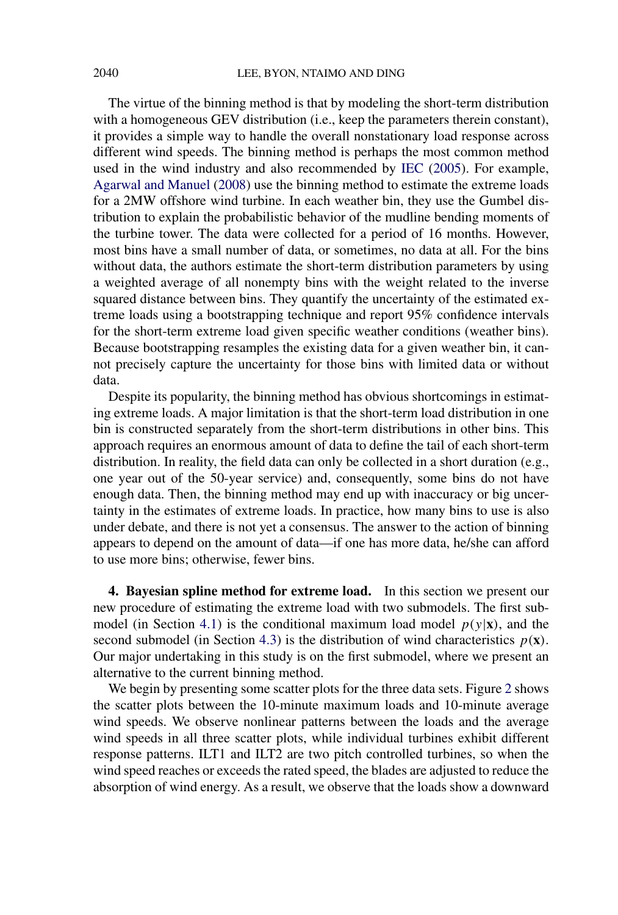The virtue of the binning method is that by modeling the short-term distribution with a homogeneous GEV distribution (i.e., keep the parameters therein constant), it provides a simple way to handle the overall nonstationary load response across different wind speeds. The binning method is perhaps the most common method used in the wind industry and also recommended by IEC (2005). For example, Agarwal and Manuel (2008) use the binning method to estimate the extreme loads for a 2MW offshore wind turbine. In each weather bin, they use the Gumbel distribution to explain the probabilistic behavior of the mudline bending moments of the turbine tower. The data were collected for a period of 16 months. However, most bins have a small number of data, or sometimes, no data at all. For the bins without data, the authors estimate the short-term distribution parameters by using a weighted average of all nonempty bins with the weight related to the inverse squared distance between bins. They quantify the uncertainty of the estimated extreme loads using a bootstrapping technique and report 95% confidence intervals for the short-term extreme load given specific weather conditions (weather bins). Because bootstrapping resamples the existing data for a given weather bin, it cannot precisely capture the uncertainty for those bins with limited data or without data.

Despite its popularity, the binning method has obvious shortcomings in estimating extreme loads. A major limitation is that the short-term load distribution in one bin is constructed separately from the short-term distributions in other bins. This approach requires an enormous amount of data to define the tail of each short-term distribution. In reality, the field data can only be collected in a short duration (e.g., one year out of the 50-year service) and, consequently, some bins do not have enough data. Then, the binning method may end up with inaccuracy or big uncertainty in the estimates of extreme loads. In practice, how many bins to use is also under debate, and there is not yet a consensus. The answer to the action of binning appears to depend on the amount of data—if one has more data, he/she can afford to use more bins; otherwise, fewer bins.

## 4. Bayesian spline method for extreme load.

In this section we present our new procedure of estimating the extreme load with two submodels. The first submodel (in Section 4.1) is the conditional maximum load model $p(y|\mathbf{x})$, and the second submodel (in Section 4.3) is the distribution of wind characteristics $p(\mathbf{x})$. Our major undertaking in this study is on the first submodel, where we present an alternative to the current binning method.

We begin by presenting some scatter plots for the three data sets. Figure 2 shows the scatter plots between the 10-minute maximum loads and 10-minute average wind speeds. We observe nonlinear patterns between the loads and the average wind speeds in all three scatter plots, while individual turbines exhibit different response patterns. ILT1 and ILT2 are two pitch controlled turbines, so when the wind speed reaches or exceeds the rated speed, the blades are adjusted to reduce the absorption of wind energy. As a result, we observe that the loads show a downward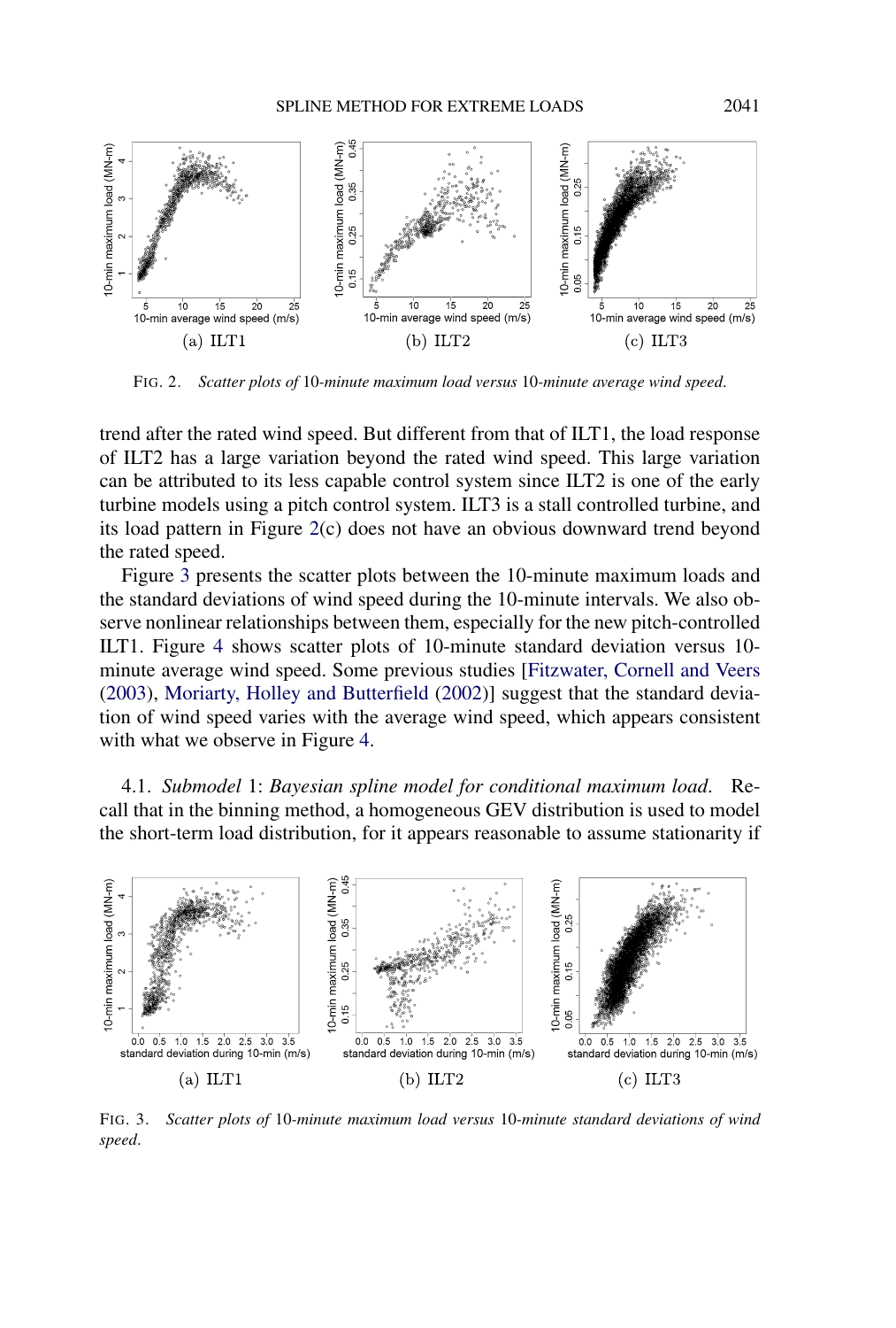(a) ILT1 (b) ILT2 (c) ILT3

FIG. 2. *Scatter plots of* 10-*minute maximum load versus* 10-*minute average wind speed*.

trend after the rated wind speed. But different from that of ILT1, the load response of ILT2 has a large variation beyond the rated wind speed. This large variation can be attributed to its less capable control system since ILT2 is one of the early turbine models using a pitch control system. ILT3 is a stall controlled turbine, and its load pattern in Figure 2(c) does not have an obvious downward trend beyond the rated speed.

Figure 3 presents the scatter plots between the 10-minute maximum loads and the standard deviations of wind speed during the 10-minute intervals. We also observe nonlinear relationships between them, especially for the new pitch-controlled ILT1. Figure 4 shows scatter plots of 10-minute standard deviation versus 10-minute average wind speed. Some previous studies [Fitzwater, Cornell and Veers (2003), Moriarty, Holley and Butterfield (2002)] suggest that the standard deviation of wind speed varies with the average wind speed, which appears consistent with what we observe in Figure 4.

4.1. *Submodel* 1: *Bayesian spline model for conditional maximum load*. Recall that in the binning method, a homogeneous GEV distribution is used to model the short-term load distribution, for it appears reasonable to assume stationarity if

(a) ILT1 (b) ILT2 (c) ILT3

FIG. 3. *Scatter plots of* 10-*minute maximum load versus* 10-*minute standard deviations of wind speed*.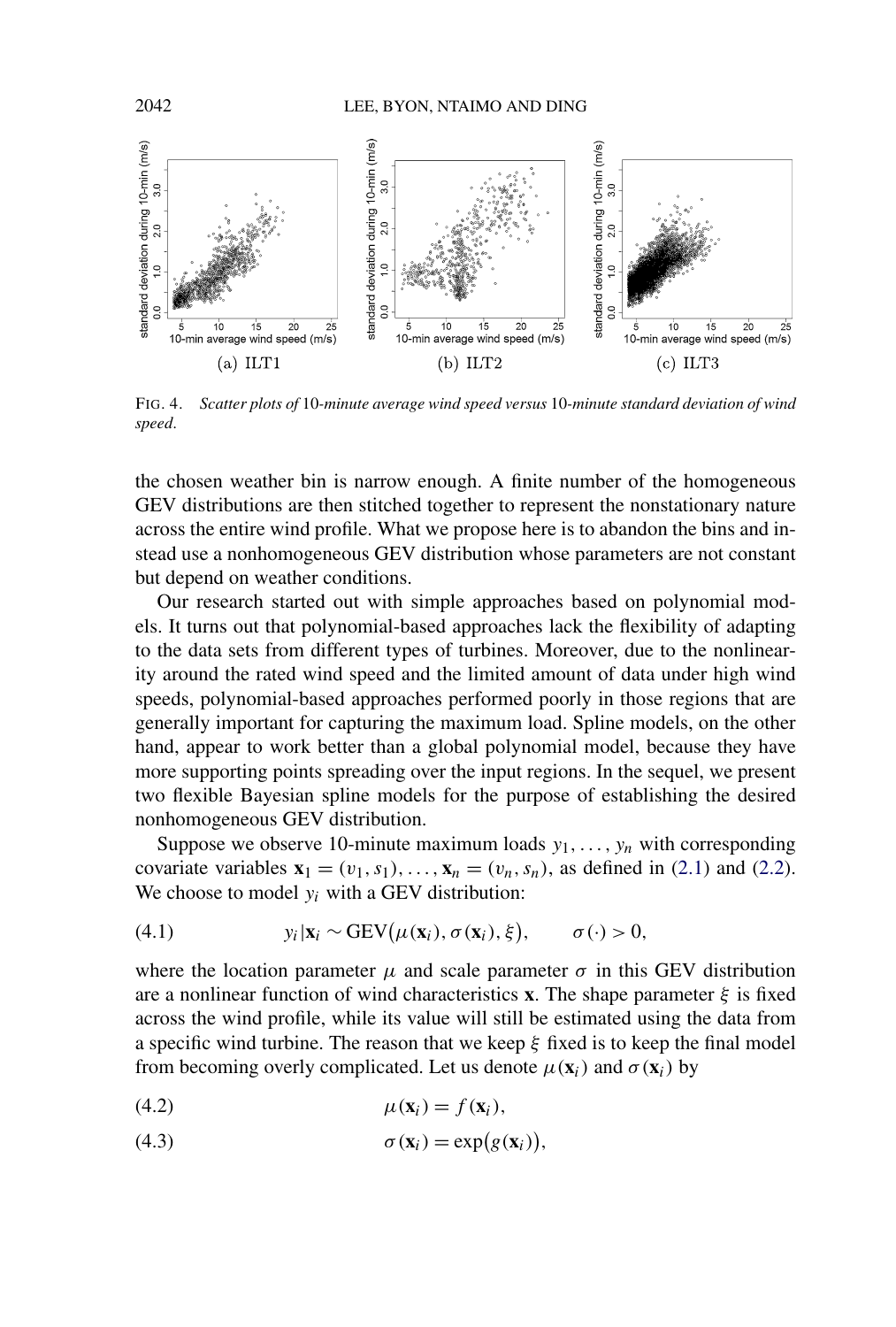FIG. 4. *Scatter plots of* 10*-minute average wind speed versus* 10*-minute standard deviation of wind speed.*

the chosen weather bin is narrow enough. A finite number of the homogeneous GEV distributions are then stitched together to represent the nonstationary nature across the entire wind profile. What we propose here is to abandon the bins and instead use a nonhomogeneous GEV distribution whose parameters are not constant but depend on weather conditions.

Our research started out with simple approaches based on polynomial models. It turns out that polynomial-based approaches lack the flexibility of adapting to the data sets from different types of turbines. Moreover, due to the nonlinearity around the rated wind speed and the limited amount of data under high wind speeds, polynomial-based approaches performed poorly in those regions that are generally important for capturing the maximum load. Spline models, on the other hand, appear to work better than a global polynomial model, because they have more supporting points spreading over the input regions. In the sequel, we present two flexible Bayesian spline models for the purpose of establishing the desired nonhomogeneous GEV distribution.

Suppose we observe 10-minute maximum loads $y_1, \ldots, y_n$ with corresponding covariate variables $\mathbf{x}_1 = (v_1, s_1), \ldots, \mathbf{x}_n = (v_n, s_n)$, as defined in (2.1) and (2.2). We choose to model $y_i$ with a GEV distribution:

$$y_i | \mathbf{x}_i \sim \mathrm{GEV}(\mu(\mathbf{x}_i), \sigma(\mathbf{x}_i), \xi), \qquad \sigma(\cdot) > 0, \tag{4.1}$$

where the location parameter $\mu$ and scale parameter $\sigma$ in this GEV distribution are a nonlinear function of wind characteristics $\mathbf{x}$. The shape parameter $\xi$ is fixed across the wind profile, while its value will still be estimated using the data from a specific wind turbine. The reason that we keep $\xi$ fixed is to keep the final model from becoming overly complicated. Let us denote $\mu(\mathbf{x}_i)$ and $\sigma(\mathbf{x}_i)$ by

$$\mu(\mathbf{x}_i) = f(\mathbf{x}_i), \tag{4.2}$$

$$\sigma(\mathbf{x}_i) = \exp(g(\mathbf{x}_i)), \tag{4.3}$$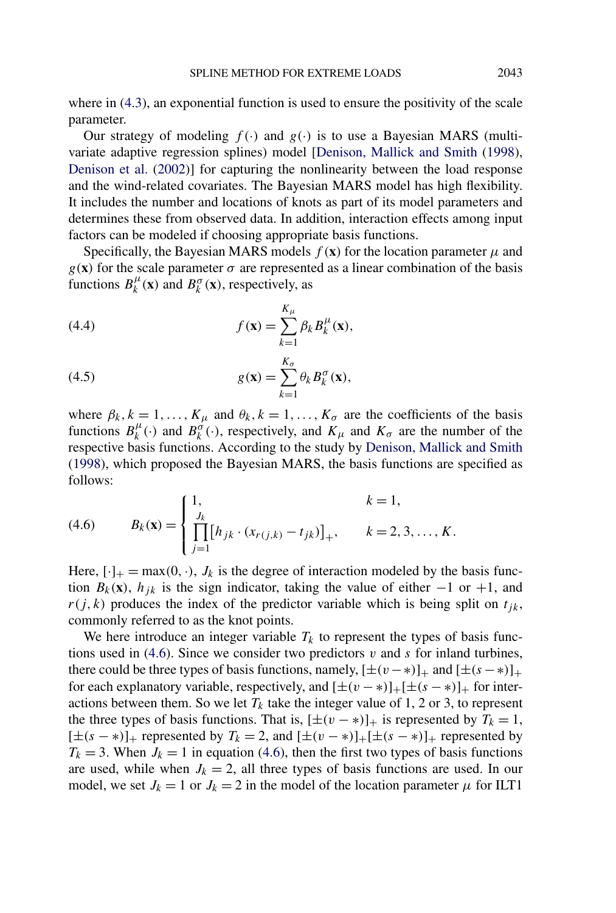where in (4.3), an exponential function is used to ensure the positivity of the scale parameter.

Our strategy of modeling $f(\cdot)$ and $g(\cdot)$ is to use a Bayesian MARS (multivariate adaptive regression splines) model [Denison, Mallick and Smith (1998), Denison et al. (2002)] for capturing the nonlinearity between the load response and the wind-related covariates. The Bayesian MARS model has high flexibility. It includes the number and locations of knots as part of its model parameters and determines these from observed data. In addition, interaction effects among input factors can be modeled if choosing appropriate basis functions.

Specifically, the Bayesian MARS models $f(\mathbf{x})$ for the location parameter $\mu$ and $g(\mathbf{x})$ for the scale parameter $\sigma$ are represented as a linear combination of the basis functions $B_k^{\mu}(\mathbf{x})$ and $B_k^{\sigma}(\mathbf{x})$, respectively, as

$$f(\mathbf{x}) = \sum_{k=1}^{K_\mu} \beta_k B_k^{\mu}(\mathbf{x}), \tag{4.4}$$

$$g(\mathbf{x}) = \sum_{k=1}^{K_\sigma} \theta_k B_k^{\sigma}(\mathbf{x}), \tag{4.5}$$

where $\beta_k, k = 1, \ldots, K_\mu$ and $\theta_k, k = 1, \ldots, K_\sigma$ are the coefficients of the basis functions $B_k^{\mu}(\cdot)$ and $B_k^{\sigma}(\cdot)$, respectively, and $K_\mu$ and $K_\sigma$ are the number of the respective basis functions. According to the study by Denison, Mallick and Smith (1998), which proposed the Bayesian MARS, the basis functions are specified as follows:

$$B_k(\mathbf{x}) = \begin{cases} 1, & k = 1, \\ \displaystyle\prod_{j=1}^{J_k} [h_{jk} \cdot (x_{r(j,k)} - t_{jk})]_+, & k = 2, 3, \ldots, K. \end{cases} \tag{4.6}$$

Here, $[\cdot]_+ = \max(0, \cdot)$, $J_k$ is the degree of interaction modeled by the basis function $B_k(\mathbf{x})$, $h_{jk}$ is the sign indicator, taking the value of either $-1$ or $+1$, and $r(j,k)$ produces the index of the predictor variable which is being split on $t_{jk}$, commonly referred to as the knot points.

We here introduce an integer variable $T_k$ to represent the types of basis functions used in (4.6). Since we consider two predictors $v$ and $s$ for inland turbines, there could be three types of basis functions, namely, $[\pm(v - *)]_+$ and $[\pm(s - *)]_+$ for each explanatory variable, respectively, and $[\pm(v - *)]_+[\pm(s - *)]_+$ for interactions between them. So we let $T_k$ take the integer value of 1, 2 or 3, to represent the three types of basis functions. That is, $[\pm(v - *)]_+$ is represented by $T_k = 1$, $[\pm(s - *)]_+$ represented by $T_k = 2$, and $[\pm(v - *)]_+[\pm(s - *)]_+$ represented by $T_k = 3$. When $J_k = 1$ in equation (4.6), then the first two types of basis functions are used, while when $J_k = 2$, all three types of basis functions are used. In our model, we set $J_k = 1$ or $J_k = 2$ in the model of the location parameter $\mu$ for ILT1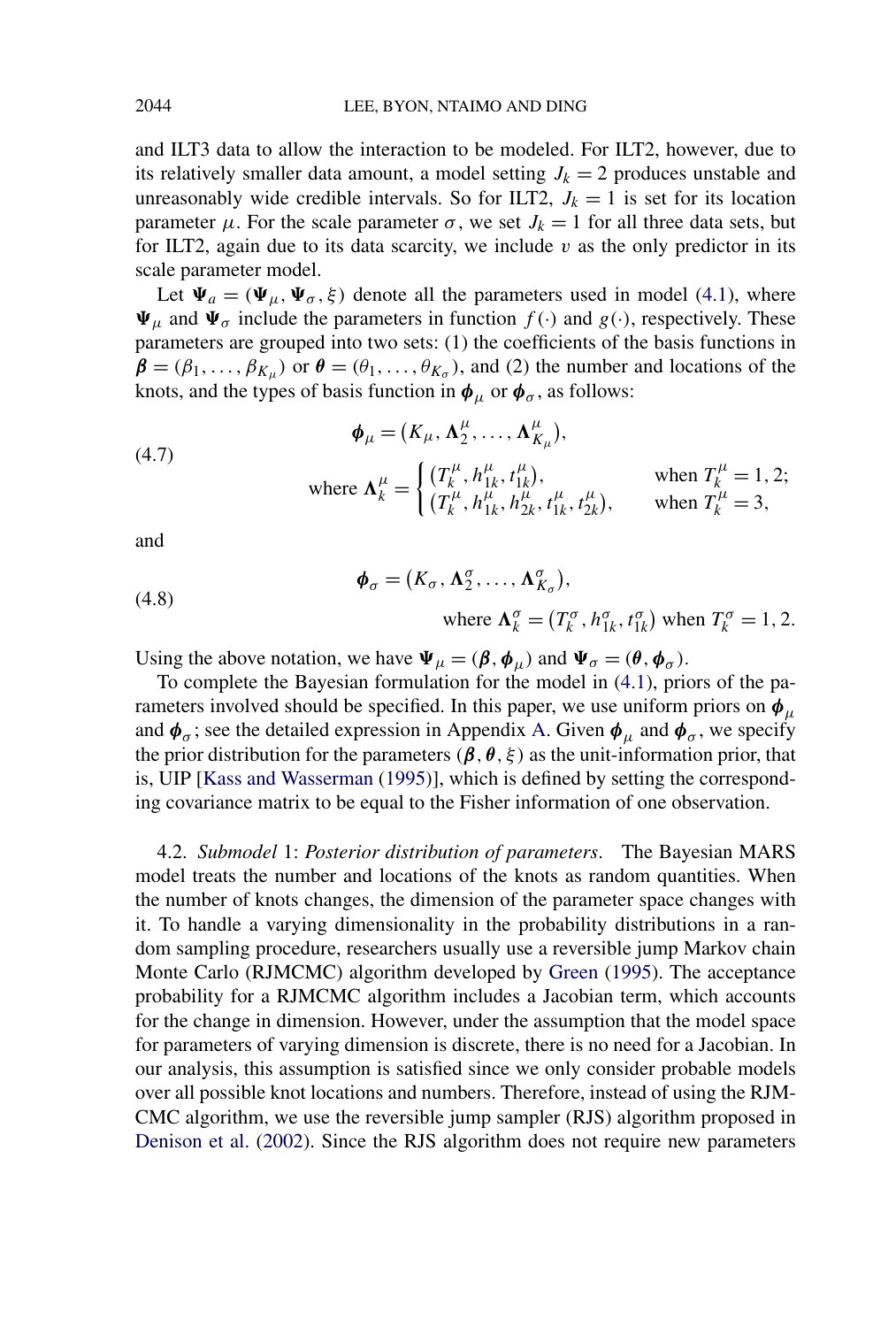and ILT3 data to allow the interaction to be modeled. For ILT2, however, due to its relatively smaller data amount, a model setting $J_k = 2$ produces unstable and unreasonably wide credible intervals. So for ILT2, $J_k = 1$ is set for its location parameter $\mu$. For the scale parameter $\sigma$, we set $J_k = 1$ for all three data sets, but for ILT2, again due to its data scarcity, we include $\upsilon$ as the only predictor in its scale parameter model.

Let $\boldsymbol{\Psi}_a = (\boldsymbol{\Psi}_\mu, \boldsymbol{\Psi}_\sigma, \xi)$ denote all the parameters used in model (4.1), where $\boldsymbol{\Psi}_\mu$ and $\boldsymbol{\Psi}_\sigma$ include the parameters in function $f(\cdot)$ and $g(\cdot)$, respectively. These parameters are grouped into two sets: (1) the coefficients of the basis functions in $\boldsymbol{\beta} = (\beta_1, \ldots, \beta_{K_\mu})$ or $\boldsymbol{\theta} = (\theta_1, \ldots, \theta_{K_\sigma})$, and (2) the number and locations of the knots, and the types of basis function in $\boldsymbol{\phi}_\mu$ or $\boldsymbol{\phi}_\sigma$, as follows:

$$
\begin{aligned}
&\boldsymbol{\phi}_\mu = (K_\mu, \boldsymbol{\Lambda}_2^\mu, \ldots, \boldsymbol{\Lambda}_{K_\mu}^\mu), \\
&\text{where } \boldsymbol{\Lambda}_k^\mu = \begin{cases} (T_k^\mu, h_{1k}^\mu, t_{1k}^\mu), & \text{when } T_k^\mu = 1, 2; \\ (T_k^\mu, h_{1k}^\mu, h_{2k}^\mu, t_{1k}^\mu, t_{2k}^\mu), & \text{when } T_k^\mu = 3, \end{cases}
\end{aligned}
\tag{4.7}
$$

and

$$
\begin{aligned}
&\boldsymbol{\phi}_\sigma = (K_\sigma, \boldsymbol{\Lambda}_2^\sigma, \ldots, \boldsymbol{\Lambda}_{K_\sigma}^\sigma), \\
&\text{where } \boldsymbol{\Lambda}_k^\sigma = (T_k^\sigma, h_{1k}^\sigma, t_{1k}^\sigma) \text{ when } T_k^\sigma = 1, 2.
\end{aligned}
\tag{4.8}
$$

Using the above notation, we have $\boldsymbol{\Psi}_\mu = (\boldsymbol{\beta}, \boldsymbol{\phi}_\mu)$ and $\boldsymbol{\Psi}_\sigma = (\boldsymbol{\theta}, \boldsymbol{\phi}_\sigma)$.

To complete the Bayesian formulation for the model in (4.1), priors of the parameters involved should be specified. In this paper, we use uniform priors on $\boldsymbol{\phi}_\mu$ and $\boldsymbol{\phi}_\sigma$; see the detailed expression in Appendix A. Given $\boldsymbol{\phi}_\mu$ and $\boldsymbol{\phi}_\sigma$, we specify the prior distribution for the parameters $(\boldsymbol{\beta}, \boldsymbol{\theta}, \xi)$ as the unit-information prior, that is, UIP [Kass and Wasserman (1995)], which is defined by setting the corresponding covariance matrix to be equal to the Fisher information of one observation.

### 4.2. *Submodel* 1: *Posterior distribution of parameters*.

The Bayesian MARS model treats the number and locations of the knots as random quantities. When the number of knots changes, the dimension of the parameter space changes with it. To handle a varying dimensionality in the probability distributions in a random sampling procedure, researchers usually use a reversible jump Markov chain Monte Carlo (RJMCMC) algorithm developed by Green (1995). The acceptance probability for a RJMCMC algorithm includes a Jacobian term, which accounts for the change in dimension. However, under the assumption that the model space for parameters of varying dimension is discrete, there is no need for a Jacobian. In our analysis, this assumption is satisfied since we only consider probable models over all possible knot locations and numbers. Therefore, instead of using the RJMCMC algorithm, we use the reversible jump sampler (RJS) algorithm proposed in Denison et al. (2002). Since the RJS algorithm does not require new parameters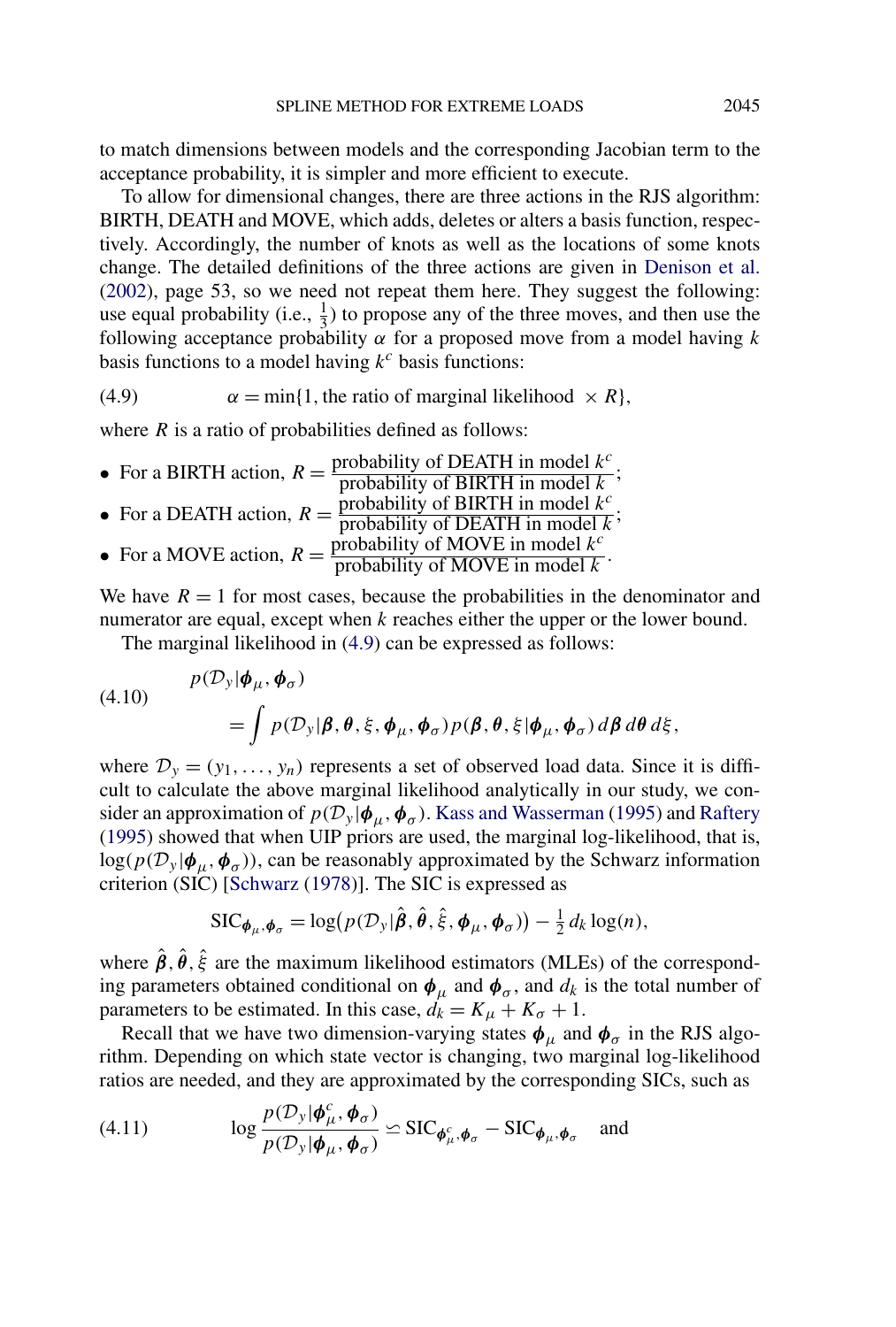to match dimensions between models and the corresponding Jacobian term to the acceptance probability, it is simpler and more efficient to execute.

To allow for dimensional changes, there are three actions in the RJS algorithm: BIRTH, DEATH and MOVE, which adds, deletes or alters a basis function, respectively. Accordingly, the number of knots as well as the locations of some knots change. The detailed definitions of the three actions are given in Denison et al. (2002), page 53, so we need not repeat them here. They suggest the following: use equal probability (i.e., $\frac{1}{3}$) to propose any of the three moves, and then use the following acceptance probability $\alpha$ for a proposed move from a model having $k$ basis functions to a model having $k^c$ basis functions:

$$\alpha = \min\{1, \text{the ratio of marginal likelihood } \times R\}, \tag{4.9}$$

where $R$ is a ratio of probabilities defined as follows:

- For a BIRTH action, $R = \dfrac{\text{probability of DEATH in model } k^c}{\text{probability of BIRTH in model } k}$;
- For a DEATH action, $R = \dfrac{\text{probability of BIRTH in model } k^c}{\text{probability of DEATH in model } k}$;
- For a MOVE action, $R = \dfrac{\text{probability of MOVE in model } k^c}{\text{probability of MOVE in model } k}$.

We have $R = 1$ for most cases, because the probabilities in the denominator and numerator are equal, except when $k$ reaches either the upper or the lower bound.

The marginal likelihood in (4.9) can be expressed as follows:

$$\begin{aligned} &p(\mathcal{D}_y | \boldsymbol{\phi}_\mu, \boldsymbol{\phi}_\sigma) \\ &\quad = \int p(\mathcal{D}_y | \boldsymbol{\beta}, \boldsymbol{\theta}, \xi, \boldsymbol{\phi}_\mu, \boldsymbol{\phi}_\sigma) p(\boldsymbol{\beta}, \boldsymbol{\theta}, \xi | \boldsymbol{\phi}_\mu, \boldsymbol{\phi}_\sigma) \, d\boldsymbol{\beta} \, d\boldsymbol{\theta} \, d\xi, \end{aligned} \tag{4.10}$$

where $\mathcal{D}_y = (y_1, \ldots, y_n)$ represents a set of observed load data. Since it is difficult to calculate the above marginal likelihood analytically in our study, we consider an approximation of $p(\mathcal{D}_y | \boldsymbol{\phi}_\mu, \boldsymbol{\phi}_\sigma)$. Kass and Wasserman (1995) and Raftery (1995) showed that when UIP priors are used, the marginal log-likelihood, that is, $\log(p(\mathcal{D}_y | \boldsymbol{\phi}_\mu, \boldsymbol{\phi}_\sigma))$, can be reasonably approximated by the Schwarz information criterion (SIC) [Schwarz (1978)]. The SIC is expressed as

$$\mathrm{SIC}_{\boldsymbol{\phi}_\mu, \boldsymbol{\phi}_\sigma} = \log\bigl(p(\mathcal{D}_y | \hat{\boldsymbol{\beta}}, \hat{\boldsymbol{\theta}}, \hat{\xi}, \boldsymbol{\phi}_\mu, \boldsymbol{\phi}_\sigma)\bigr) - \tfrac{1}{2} d_k \log(n),$$

where $\hat{\boldsymbol{\beta}}, \hat{\boldsymbol{\theta}}, \hat{\xi}$ are the maximum likelihood estimators (MLEs) of the corresponding parameters obtained conditional on $\boldsymbol{\phi}_\mu$ and $\boldsymbol{\phi}_\sigma$, and $d_k$ is the total number of parameters to be estimated. In this case, $d_k = K_\mu + K_\sigma + 1$.

Recall that we have two dimension-varying states $\boldsymbol{\phi}_\mu$ and $\boldsymbol{\phi}_\sigma$ in the RJS algorithm. Depending on which state vector is changing, two marginal log-likelihood ratios are needed, and they are approximated by the corresponding SICs, such as

$$\log \frac{p(\mathcal{D}_y | \boldsymbol{\phi}_\mu^c, \boldsymbol{\phi}_\sigma)}{p(\mathcal{D}_y | \boldsymbol{\phi}_\mu, \boldsymbol{\phi}_\sigma)} \simeq \mathrm{SIC}_{\boldsymbol{\phi}_\mu^c, \boldsymbol{\phi}_\sigma} - \mathrm{SIC}_{\boldsymbol{\phi}_\mu, \boldsymbol{\phi}_\sigma} \quad \text{and} \tag{4.11}$$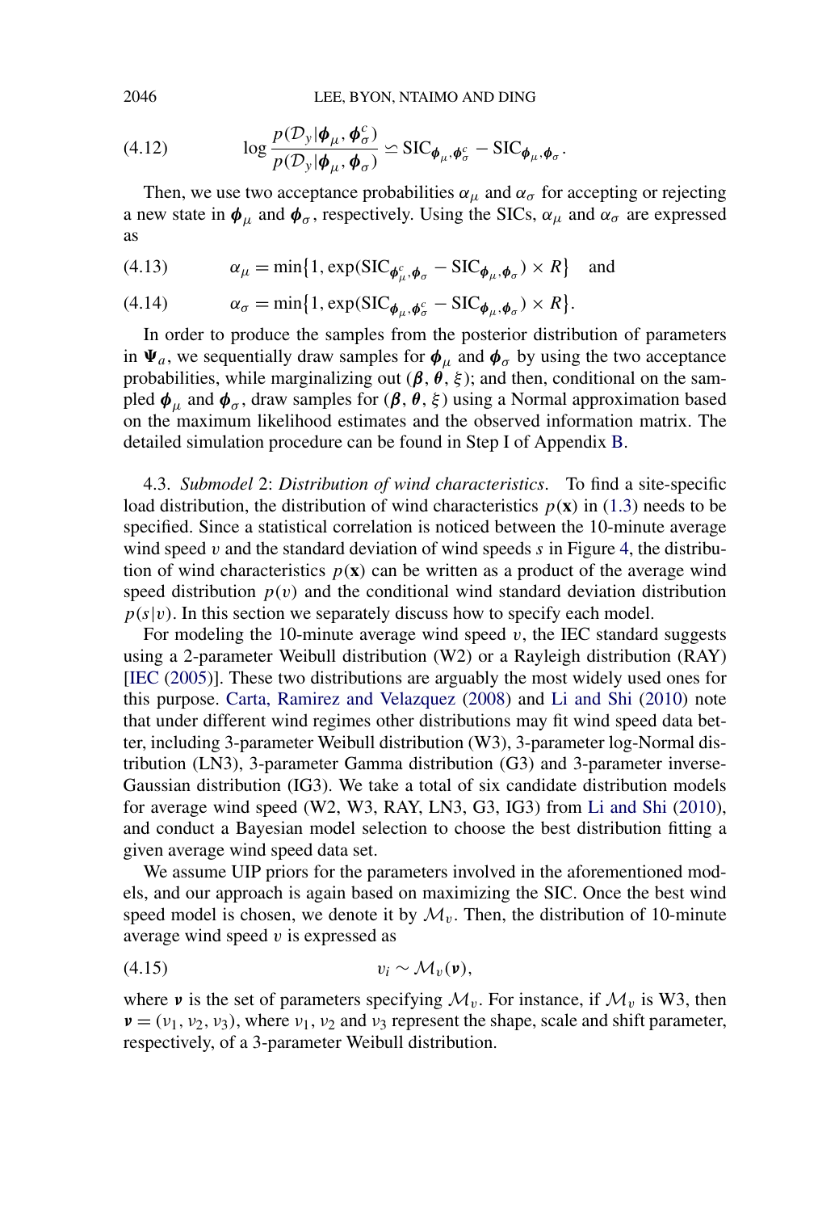$$
\log \frac{p(\mathcal{D}_y | \boldsymbol{\phi}_\mu, \boldsymbol{\phi}_\sigma^c)}{p(\mathcal{D}_y | \boldsymbol{\phi}_\mu, \boldsymbol{\phi}_\sigma)} \backsimeq \mathrm{SIC}_{\boldsymbol{\phi}_\mu, \boldsymbol{\phi}_\sigma^c} - \mathrm{SIC}_{\boldsymbol{\phi}_\mu, \boldsymbol{\phi}_\sigma}. \tag{4.12}
$$

Then, we use two acceptance probabilities $\alpha_\mu$ and $\alpha_\sigma$ for accepting or rejecting a new state in $\boldsymbol{\phi}_\mu$ and $\boldsymbol{\phi}_\sigma$, respectively. Using the SICs, $\alpha_\mu$ and $\alpha_\sigma$ are expressed as

$$
\alpha_\mu = \min\{1, \exp(\mathrm{SIC}_{\boldsymbol{\phi}_\mu^c, \boldsymbol{\phi}_\sigma} - \mathrm{SIC}_{\boldsymbol{\phi}_\mu, \boldsymbol{\phi}_\sigma}) \times R\} \quad \text{and} \tag{4.13}
$$

$$
\alpha_\sigma = \min\{1, \exp(\mathrm{SIC}_{\boldsymbol{\phi}_\mu, \boldsymbol{\phi}_\sigma^c} - \mathrm{SIC}_{\boldsymbol{\phi}_\mu, \boldsymbol{\phi}_\sigma}) \times R\}. \tag{4.14}
$$

In order to produce the samples from the posterior distribution of parameters in $\boldsymbol{\Psi}_a$, we sequentially draw samples for $\boldsymbol{\phi}_\mu$ and $\boldsymbol{\phi}_\sigma$ by using the two acceptance probabilities, while marginalizing out $(\boldsymbol{\beta}, \boldsymbol{\theta}, \xi)$; and then, conditional on the sampled $\boldsymbol{\phi}_\mu$ and $\boldsymbol{\phi}_\sigma$, draw samples for $(\boldsymbol{\beta}, \boldsymbol{\theta}, \xi)$ using a Normal approximation based on the maximum likelihood estimates and the observed information matrix. The detailed simulation procedure can be found in Step I of Appendix B.

4.3. *Submodel* 2: *Distribution of wind characteristics*. To find a site-specific load distribution, the distribution of wind characteristics $p(\mathbf{x})$ in (1.3) needs to be specified. Since a statistical correlation is noticed between the 10-minute average wind speed $v$ and the standard deviation of wind speeds $s$ in Figure 4, the distribution of wind characteristics $p(\mathbf{x})$ can be written as a product of the average wind speed distribution $p(v)$ and the conditional wind standard deviation distribution $p(s|v)$. In this section we separately discuss how to specify each model.

For modeling the 10-minute average wind speed $v$, the IEC standard suggests using a 2-parameter Weibull distribution (W2) or a Rayleigh distribution (RAY) [IEC (2005)]. These two distributions are arguably the most widely used ones for this purpose. Carta, Ramirez and Velazquez (2008) and Li and Shi (2010) note that under different wind regimes other distributions may fit wind speed data better, including 3-parameter Weibull distribution (W3), 3-parameter log-Normal distribution (LN3), 3-parameter Gamma distribution (G3) and 3-parameter inverse-Gaussian distribution (IG3). We take a total of six candidate distribution models for average wind speed (W2, W3, RAY, LN3, G3, IG3) from Li and Shi (2010), and conduct a Bayesian model selection to choose the best distribution fitting a given average wind speed data set.

We assume UIP priors for the parameters involved in the aforementioned models, and our approach is again based on maximizing the SIC. Once the best wind speed model is chosen, we denote it by $\mathcal{M}_v$. Then, the distribution of 10-minute average wind speed $v$ is expressed as

$$
v_i \sim \mathcal{M}_v(\boldsymbol{\nu}), \tag{4.15}
$$

where $\boldsymbol{\nu}$ is the set of parameters specifying $\mathcal{M}_v$. For instance, if $\mathcal{M}_v$ is W3, then $\boldsymbol{\nu} = (\nu_1, \nu_2, \nu_3)$, where $\nu_1$, $\nu_2$ and $\nu_3$ represent the shape, scale and shift parameter, respectively, of a 3-parameter Weibull distribution.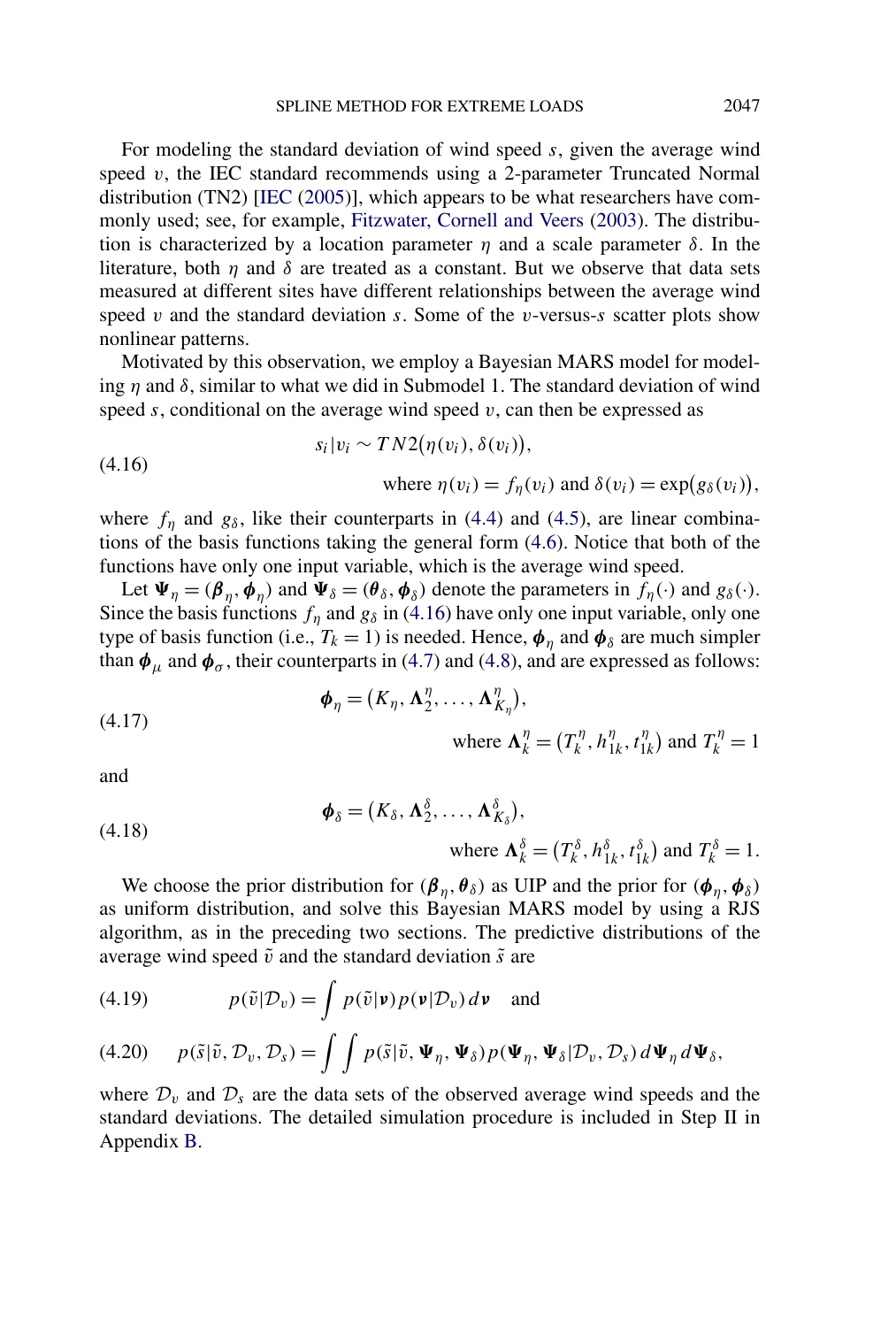For modeling the standard deviation of wind speed $s$, given the average wind speed $v$, the IEC standard recommends using a 2-parameter Truncated Normal distribution (TN2) [IEC (2005)], which appears to be what researchers have commonly used; see, for example, Fitzwater, Cornell and Veers (2003). The distribution is characterized by a location parameter $\eta$ and a scale parameter $\delta$. In the literature, both $\eta$ and $\delta$ are treated as a constant. But we observe that data sets measured at different sites have different relationships between the average wind speed $v$ and the standard deviation $s$. Some of the $v$-versus-$s$ scatter plots show nonlinear patterns.

Motivated by this observation, we employ a Bayesian MARS model for modeling $\eta$ and $\delta$, similar to what we did in Submodel 1. The standard deviation of wind speed $s$, conditional on the average wind speed $v$, can then be expressed as

$$
\begin{aligned}
&s_i|v_i \sim TN2\big(\eta(v_i), \delta(v_i)\big), \\
&\qquad \text{where } \eta(v_i) = f_\eta(v_i) \text{ and } \delta(v_i) = \exp\big(g_\delta(v_i)\big),
\end{aligned}
\tag{4.16}
$$

where $f_\eta$ and $g_\delta$, like their counterparts in (4.4) and (4.5), are linear combinations of the basis functions taking the general form (4.6). Notice that both of the functions have only one input variable, which is the average wind speed.

Let $\boldsymbol{\Psi}_\eta = (\boldsymbol{\beta}_\eta, \boldsymbol{\phi}_\eta)$ and $\boldsymbol{\Psi}_\delta = (\boldsymbol{\theta}_\delta, \boldsymbol{\phi}_\delta)$ denote the parameters in $f_\eta(\cdot)$ and $g_\delta(\cdot)$. Since the basis functions $f_\eta$ and $g_\delta$ in (4.16) have only one input variable, only one type of basis function (i.e., $T_k = 1$) is needed. Hence, $\boldsymbol{\phi}_\eta$ and $\boldsymbol{\phi}_\delta$ are much simpler than $\boldsymbol{\phi}_\mu$ and $\boldsymbol{\phi}_\sigma$, their counterparts in (4.7) and (4.8), and are expressed as follows:

$$
\begin{aligned}
&\boldsymbol{\phi}_\eta = \big(K_\eta, \boldsymbol{\Lambda}_2^\eta, \ldots, \boldsymbol{\Lambda}_{K_\eta}^\eta\big), \\
&\qquad \text{where } \boldsymbol{\Lambda}_k^\eta = \big(T_k^\eta, h_{1k}^\eta, t_{1k}^\eta\big) \text{ and } T_k^\eta = 1
\end{aligned}
\tag{4.17}
$$

and

$$
\begin{aligned}
&\boldsymbol{\phi}_\delta = \big(K_\delta, \boldsymbol{\Lambda}_2^\delta, \ldots, \boldsymbol{\Lambda}_{K_\delta}^\delta\big), \\
&\qquad \text{where } \boldsymbol{\Lambda}_k^\delta = \big(T_k^\delta, h_{1k}^\delta, t_{1k}^\delta\big) \text{ and } T_k^\delta = 1.
\end{aligned}
\tag{4.18}
$$

We choose the prior distribution for $(\boldsymbol{\beta}_\eta, \boldsymbol{\theta}_\delta)$ as UIP and the prior for $(\boldsymbol{\phi}_\eta, \boldsymbol{\phi}_\delta)$ as uniform distribution, and solve this Bayesian MARS model by using a RJS algorithm, as in the preceding two sections. The predictive distributions of the average wind speed $\tilde{v}$ and the standard deviation $\tilde{s}$ are

$$
p(\tilde{v}|\mathcal{D}_v) = \int p(\tilde{v}|\boldsymbol{v}) p(\boldsymbol{v}|\mathcal{D}_v)\, d\boldsymbol{v} \quad \text{and} \tag{4.19}
$$

$$
p(\tilde{s}|\tilde{v}, \mathcal{D}_v, \mathcal{D}_s) = \int\int p(\tilde{s}|\tilde{v}, \boldsymbol{\Psi}_\eta, \boldsymbol{\Psi}_\delta) p(\boldsymbol{\Psi}_\eta, \boldsymbol{\Psi}_\delta|\mathcal{D}_v, \mathcal{D}_s)\, d\boldsymbol{\Psi}_\eta\, d\boldsymbol{\Psi}_\delta, \tag{4.20}
$$

where $\mathcal{D}_v$ and $\mathcal{D}_s$ are the data sets of the observed average wind speeds and the standard deviations. The detailed simulation procedure is included in Step II in Appendix B.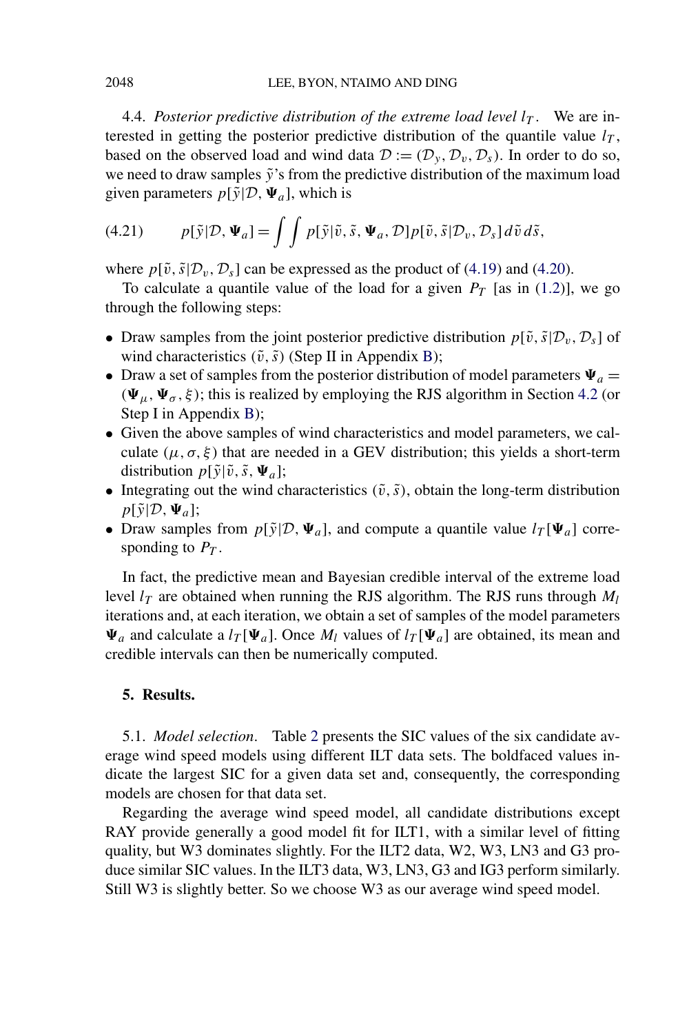4.4. *Posterior predictive distribution of the extreme load level $l_T$.* We are interested in getting the posterior predictive distribution of the quantile value $l_T$, based on the observed load and wind data $\mathcal{D} := (\mathcal{D}_y, \mathcal{D}_v, \mathcal{D}_s)$. In order to do so, we need to draw samples $\tilde{y}$'s from the predictive distribution of the maximum load given parameters $p[\tilde{y}|\mathcal{D}, \mathbf{\Psi}_a]$, which is

$$p[\tilde{y}|\mathcal{D}, \mathbf{\Psi}_a] = \int\int p[\tilde{y}|\tilde{v}, \tilde{s}, \mathbf{\Psi}_a, \mathcal{D}]\, p[\tilde{v}, \tilde{s}|\mathcal{D}_v, \mathcal{D}_s]\, d\tilde{v}\, d\tilde{s}, \tag{4.21}$$

where $p[\tilde{v}, \tilde{s}|\mathcal{D}_v, \mathcal{D}_s]$ can be expressed as the product of (4.19) and (4.20).

To calculate a quantile value of the load for a given $P_T$ [as in (1.2)], we go through the following steps:

- Draw samples from the joint posterior predictive distribution $p[\tilde{v}, \tilde{s}|\mathcal{D}_v, \mathcal{D}_s]$ of wind characteristics $(\tilde{v}, \tilde{s})$ (Step II in Appendix B);
- Draw a set of samples from the posterior distribution of model parameters $\mathbf{\Psi}_a = (\mathbf{\Psi}_\mu, \mathbf{\Psi}_\sigma, \xi)$; this is realized by employing the RJS algorithm in Section 4.2 (or Step I in Appendix B);
- Given the above samples of wind characteristics and model parameters, we calculate $(\mu, \sigma, \xi)$ that are needed in a GEV distribution; this yields a short-term distribution $p[\tilde{y}|\tilde{v}, \tilde{s}, \mathbf{\Psi}_a]$;
- Integrating out the wind characteristics $(\tilde{v}, \tilde{s})$, obtain the long-term distribution $p[\tilde{y}|\mathcal{D}, \mathbf{\Psi}_a]$;
- Draw samples from $p[\tilde{y}|\mathcal{D}, \mathbf{\Psi}_a]$, and compute a quantile value $l_T[\mathbf{\Psi}_a]$ corresponding to $P_T$.

In fact, the predictive mean and Bayesian credible interval of the extreme load level $l_T$ are obtained when running the RJS algorithm. The RJS runs through $M_l$ iterations and, at each iteration, we obtain a set of samples of the model parameters $\mathbf{\Psi}_a$ and calculate a $l_T[\mathbf{\Psi}_a]$. Once $M_l$ values of $l_T[\mathbf{\Psi}_a]$ are obtained, its mean and credible intervals can then be numerically computed.

## 5. Results.

5.1. *Model selection*. Table 2 presents the SIC values of the six candidate average wind speed models using different ILT data sets. The boldfaced values indicate the largest SIC for a given data set and, consequently, the corresponding models are chosen for that data set.

Regarding the average wind speed model, all candidate distributions except RAY provide generally a good model fit for ILT1, with a similar level of fitting quality, but W3 dominates slightly. For the ILT2 data, W2, W3, LN3 and G3 produce similar SIC values. In the ILT3 data, W3, LN3, G3 and IG3 perform similarly. Still W3 is slightly better. So we choose W3 as our average wind speed model.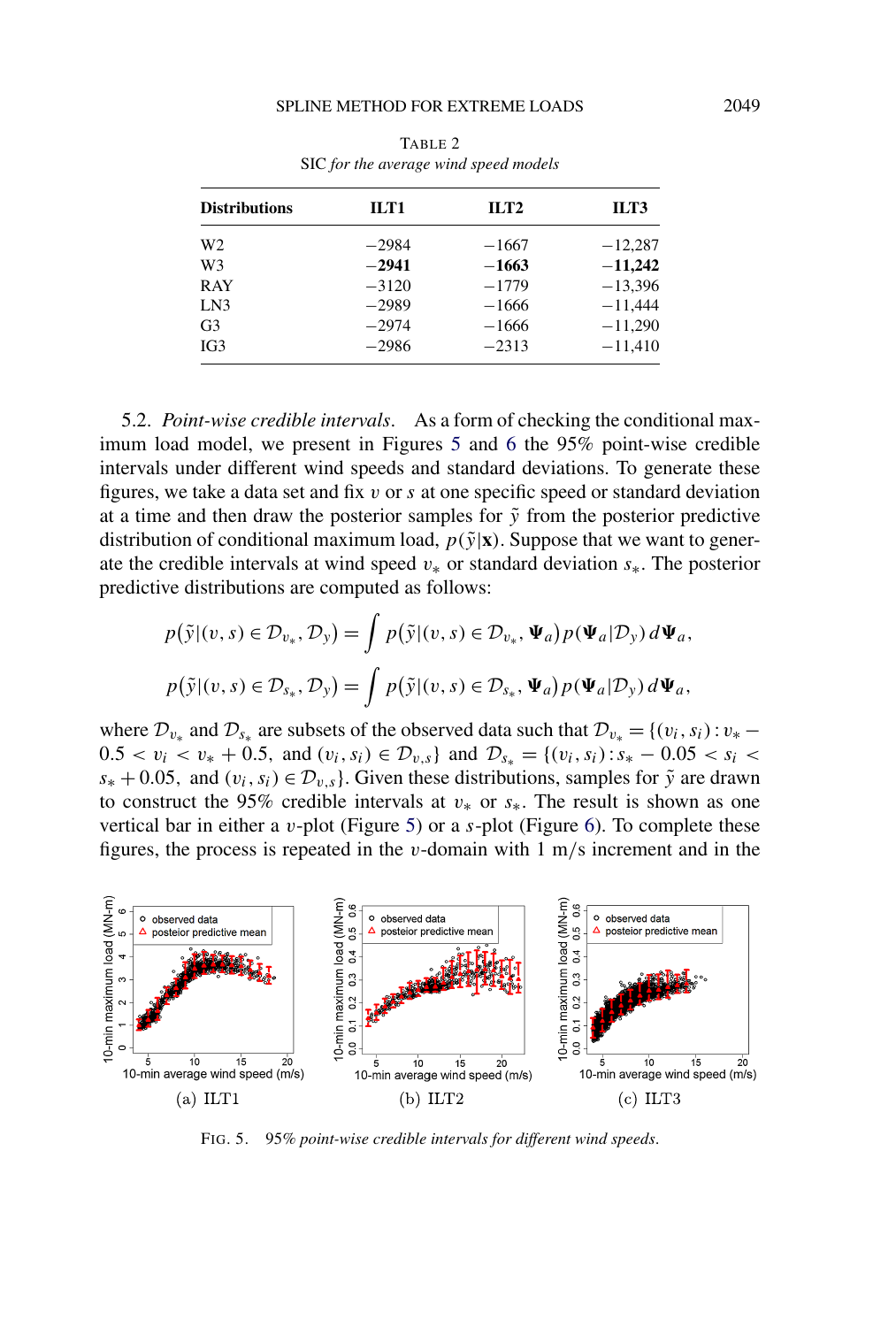TABLE 2

SIC *for the average wind speed models*

| Distributions | ILT1 | ILT2 | ILT3 |
|---|---|---|---|
| W2 | −2984 | −1667 | −12,287 |
| W3 | **−2941** | **−1663** | **−11,242** |
| RAY | −3120 | −1779 | −13,396 |
| LN3 | −2989 | −1666 | −11,444 |
| G3 | −2974 | −1666 | −11,290 |
| IG3 | −2986 | −2313 | −11,410 |

5.2. *Point-wise credible intervals*. As a form of checking the conditional maximum load model, we present in Figures 5 and 6 the 95% point-wise credible intervals under different wind speeds and standard deviations. To generate these figures, we take a data set and fix $v$ or $s$ at one specific speed or standard deviation at a time and then draw the posterior samples for $\tilde{y}$ from the posterior predictive distribution of conditional maximum load, $p(\tilde{y}|\mathbf{x})$. Suppose that we want to generate the credible intervals at wind speed $v_*$ or standard deviation $s_*$. The posterior predictive distributions are computed as follows:

$$p(\tilde{y}|(v,s) \in \mathcal{D}_{v_*}, \mathcal{D}_y) = \int p(\tilde{y}|(v,s) \in \mathcal{D}_{v_*}, \boldsymbol{\Psi}_a) p(\boldsymbol{\Psi}_a|\mathcal{D}_y)\, d\boldsymbol{\Psi}_a,$$

$$p(\tilde{y}|(v,s) \in \mathcal{D}_{s_*}, \mathcal{D}_y) = \int p(\tilde{y}|(v,s) \in \mathcal{D}_{s_*}, \boldsymbol{\Psi}_a) p(\boldsymbol{\Psi}_a|\mathcal{D}_y)\, d\boldsymbol{\Psi}_a,$$

where $\mathcal{D}_{v_*}$ and $\mathcal{D}_{s_*}$ are subsets of the observed data such that $\mathcal{D}_{v_*} = \{(v_i, s_i) : v_* - 0.5 < v_i < v_* + 0.5,\ \text{and } (v_i, s_i) \in \mathcal{D}_{v,s}\}$ and $\mathcal{D}_{s_*} = \{(v_i, s_i) : s_* - 0.05 < s_i < s_* + 0.05,\ \text{and } (v_i, s_i) \in \mathcal{D}_{v,s}\}$. Given these distributions, samples for $\tilde{y}$ are drawn to construct the 95% credible intervals at $v_*$ or $s_*$. The result is shown as one vertical bar in either a $v$-plot (Figure 5) or a $s$-plot (Figure 6). To complete these figures, the process is repeated in the $v$-domain with 1 m/s increment and in the

(a) ILT1 (b) ILT2 (c) ILT3

FIG. 5. *95% point-wise credible intervals for different wind speeds.*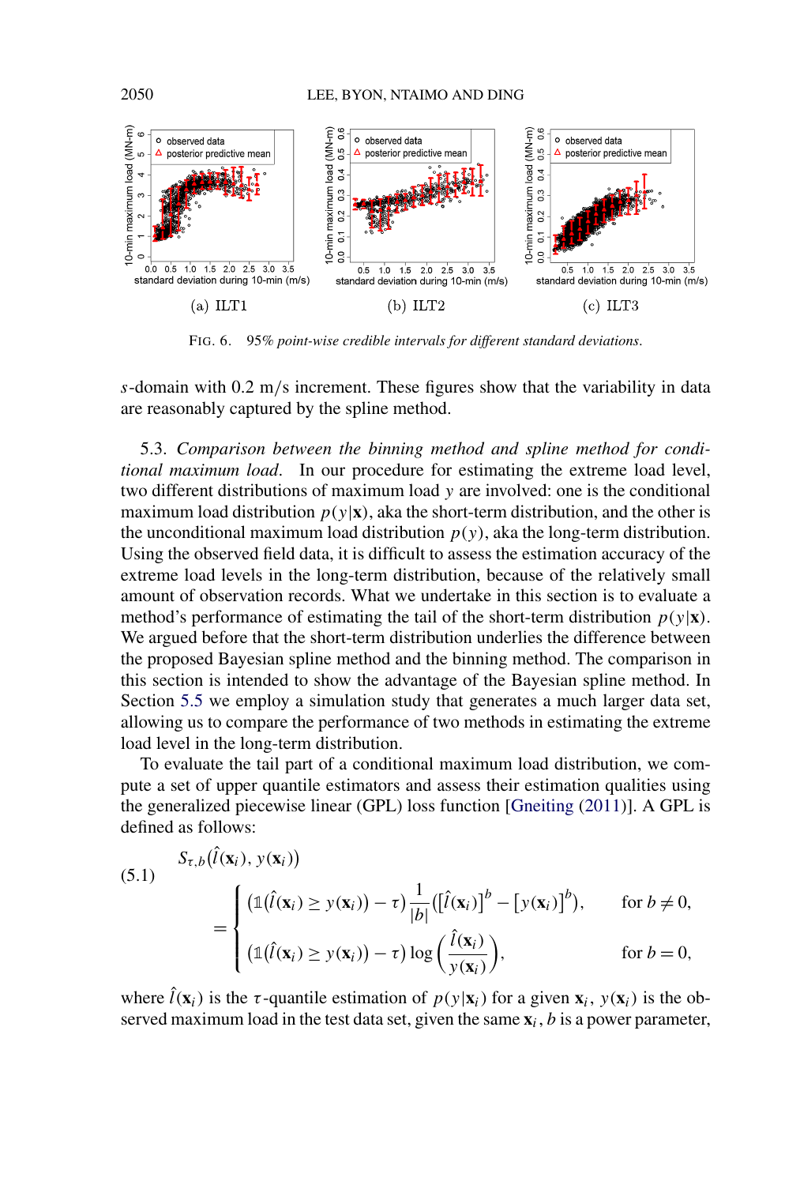(a) ILT1 (b) ILT2 (c) ILT3

FIG. 6. *95% point-wise credible intervals for different standard deviations.*

$s$-domain with 0.2 m/s increment. These figures show that the variability in data are reasonably captured by the spline method.

5.3. *Comparison between the binning method and spline method for conditional maximum load.* In our procedure for estimating the extreme load level, two different distributions of maximum load $y$ are involved: one is the conditional maximum load distribution $p(y|\mathbf{x})$, aka the short-term distribution, and the other is the unconditional maximum load distribution $p(y)$, aka the long-term distribution. Using the observed field data, it is difficult to assess the estimation accuracy of the extreme load levels in the long-term distribution, because of the relatively small amount of observation records. What we undertake in this section is to evaluate a method's performance of estimating the tail of the short-term distribution $p(y|\mathbf{x})$. We argued before that the short-term distribution underlies the difference between the proposed Bayesian spline method and the binning method. The comparison in this section is intended to show the advantage of the Bayesian spline method. In Section 5.5 we employ a simulation study that generates a much larger data set, allowing us to compare the performance of two methods in estimating the extreme load level in the long-term distribution.

To evaluate the tail part of a conditional maximum load distribution, we compute a set of upper quantile estimators and assess their estimation qualities using the generalized piecewise linear (GPL) loss function [Gneiting (2011)]. A GPL is defined as follows:

$$
\begin{aligned}
&S_{\tau,b}(\hat{l}(\mathbf{x}_i), y(\mathbf{x}_i)) \\
&\quad = \begin{cases} \left(\mathbb{1}(\hat{l}(\mathbf{x}_i) \geq y(\mathbf{x}_i)) - \tau\right)\dfrac{1}{|b|}\left([\hat{l}(\mathbf{x}_i)]^b - [y(\mathbf{x}_i)]^b\right), & \text{for } b \neq 0, \\[2ex] \left(\mathbb{1}(\hat{l}(\mathbf{x}_i) \geq y(\mathbf{x}_i)) - \tau\right)\log\left(\dfrac{\hat{l}(\mathbf{x}_i)}{y(\mathbf{x}_i)}\right), & \text{for } b = 0, \end{cases}
\end{aligned}
\tag{5.1}
$$

where $\hat{l}(\mathbf{x}_i)$ is the $\tau$-quantile estimation of $p(y|\mathbf{x}_i)$ for a given $\mathbf{x}_i$, $y(\mathbf{x}_i)$ is the observed maximum load in the test data set, given the same $\mathbf{x}_i$, $b$ is a power parameter,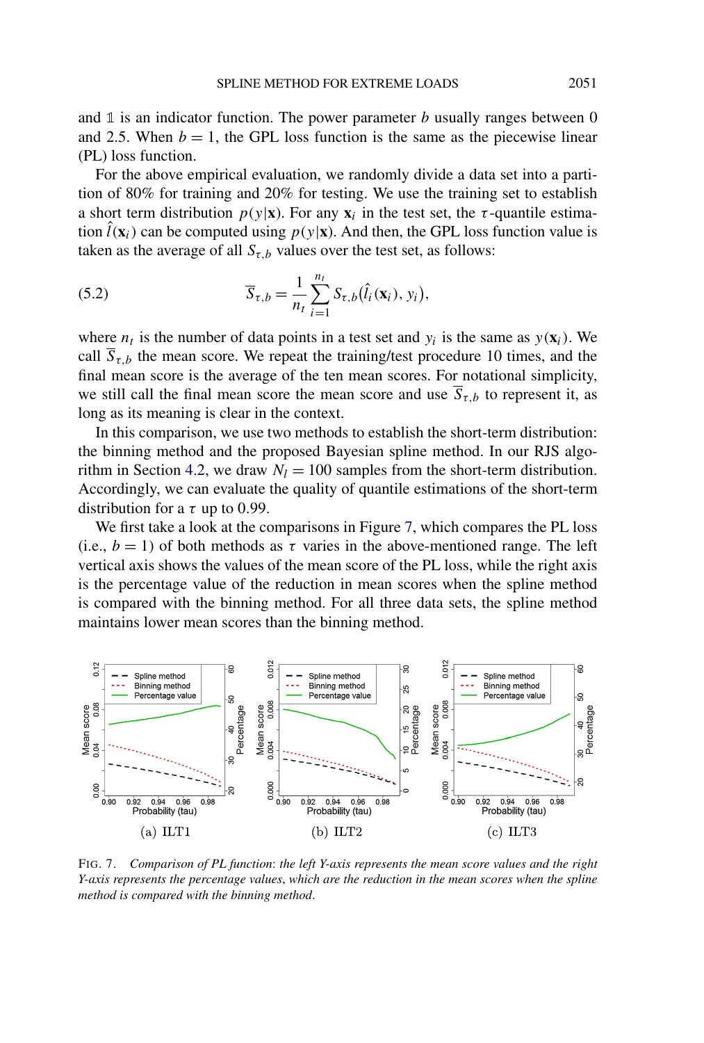and $\mathbb{1}$ is an indicator function. The power parameter $b$ usually ranges between 0 and 2.5. When $b = 1$, the GPL loss function is the same as the piecewise linear (PL) loss function.

For the above empirical evaluation, we randomly divide a data set into a partition of 80% for training and 20% for testing. We use the training set to establish a short term distribution $p(y|\mathbf{x})$. For any $\mathbf{x}_i$ in the test set, the $\tau$-quantile estimation $\hat{l}(\mathbf{x}_i)$ can be computed using $p(y|\mathbf{x})$. And then, the GPL loss function value is taken as the average of all $S_{\tau,b}$ values over the test set, as follows:

$$\overline{S}_{\tau,b} = \frac{1}{n_t} \sum_{i=1}^{n_t} S_{\tau,b}(\hat{l}_i(\mathbf{x}_i), y_i), \tag{5.2}$$

where $n_t$ is the number of data points in a test set and $y_i$ is the same as $y(\mathbf{x}_i)$. We call $\overline{S}_{\tau,b}$ the mean score. We repeat the training/test procedure 10 times, and the final mean score is the average of the ten mean scores. For notational simplicity, we still call the final mean score the mean score and use $\overline{S}_{\tau,b}$ to represent it, as long as its meaning is clear in the context.

In this comparison, we use two methods to establish the short-term distribution: the binning method and the proposed Bayesian spline method. In our RJS algorithm in Section 4.2, we draw $N_l = 100$ samples from the short-term distribution. Accordingly, we can evaluate the quality of quantile estimations of the short-term distribution for a $\tau$ up to 0.99.

We first take a look at the comparisons in Figure 7, which compares the PL loss (i.e., $b = 1$) of both methods as $\tau$ varies in the above-mentioned range. The left vertical axis shows the values of the mean score of the PL loss, while the right axis is the percentage value of the reduction in mean scores when the spline method is compared with the binning method. For all three data sets, the spline method maintains lower mean scores than the binning method.

(a) ILT1 (b) ILT2 (c) ILT3

FIG. 7. *Comparison of PL function: the left Y-axis represents the mean score values and the right Y-axis represents the percentage values, which are the reduction in the mean scores when the spline method is compared with the binning method.*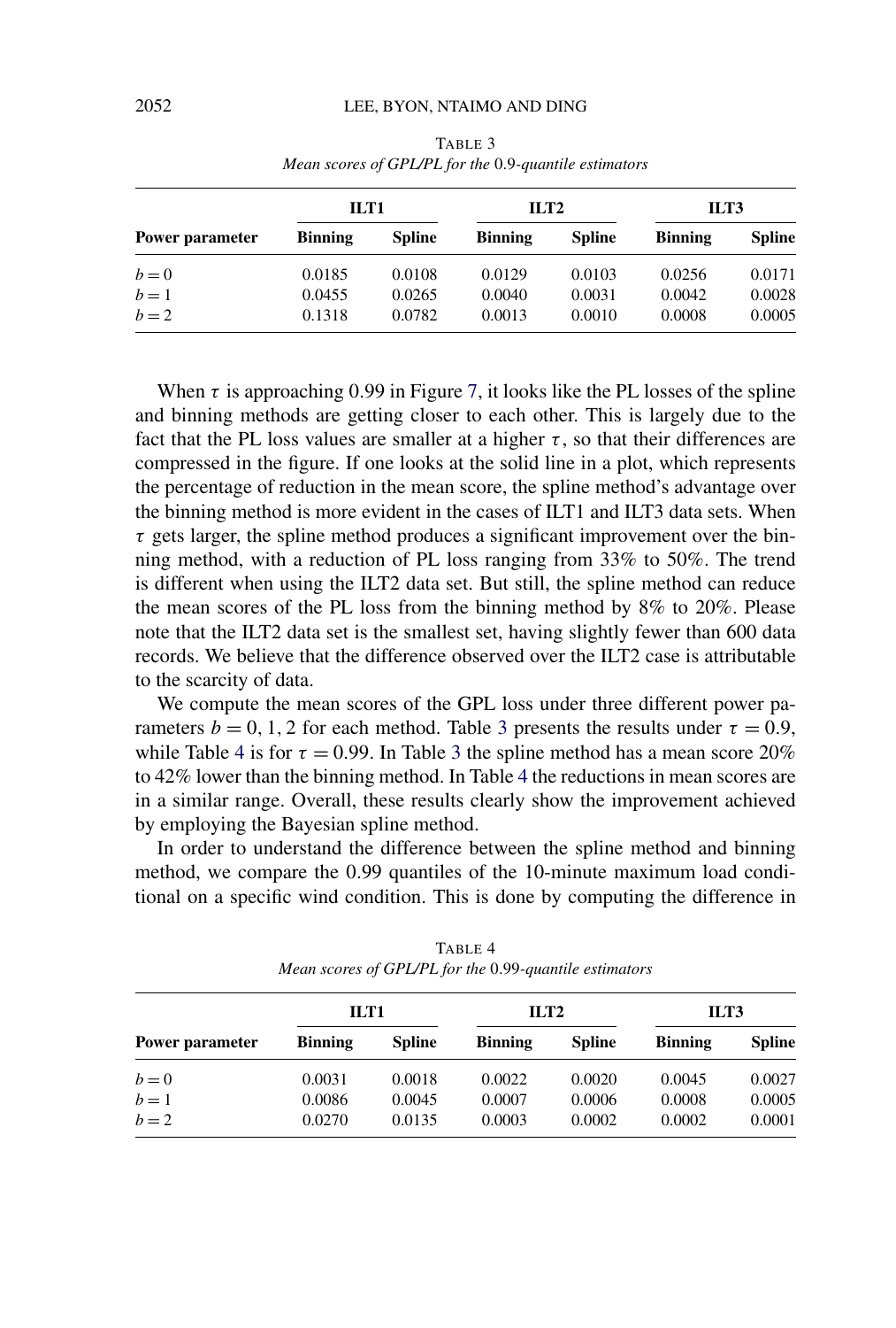TABLE 3
*Mean scores of GPL/PL for the* 0.9*-quantile estimators*

| Power parameter | ILT1 | | ILT2 | | ILT3 | |
|---|---|---|---|---|---|---|
| | **Binning** | **Spline** | **Binning** | **Spline** | **Binning** | **Spline** |
| $b = 0$ | 0.0185 | 0.0108 | 0.0129 | 0.0103 | 0.0256 | 0.0171 |
| $b = 1$ | 0.0455 | 0.0265 | 0.0040 | 0.0031 | 0.0042 | 0.0028 |
| $b = 2$ | 0.1318 | 0.0782 | 0.0013 | 0.0010 | 0.0008 | 0.0005 |

When $\tau$ is approaching 0.99 in Figure 7, it looks like the PL losses of the spline and binning methods are getting closer to each other. This is largely due to the fact that the PL loss values are smaller at a higher $\tau$, so that their differences are compressed in the figure. If one looks at the solid line in a plot, which represents the percentage of reduction in the mean score, the spline method's advantage over the binning method is more evident in the cases of ILT1 and ILT3 data sets. When $\tau$ gets larger, the spline method produces a significant improvement over the binning method, with a reduction of PL loss ranging from 33% to 50%. The trend is different when using the ILT2 data set. But still, the spline method can reduce the mean scores of the PL loss from the binning method by 8% to 20%. Please note that the ILT2 data set is the smallest set, having slightly fewer than 600 data records. We believe that the difference observed over the ILT2 case is attributable to the scarcity of data.

We compute the mean scores of the GPL loss under three different power parameters $b = 0, 1, 2$ for each method. Table 3 presents the results under $\tau = 0.9$, while Table 4 is for $\tau = 0.99$. In Table 3 the spline method has a mean score 20% to 42% lower than the binning method. In Table 4 the reductions in mean scores are in a similar range. Overall, these results clearly show the improvement achieved by employing the Bayesian spline method.

In order to understand the difference between the spline method and binning method, we compare the 0.99 quantiles of the 10-minute maximum load conditional on a specific wind condition. This is done by computing the difference in

TABLE 4
*Mean scores of GPL/PL for the* 0.99*-quantile estimators*

| Power parameter | ILT1 | | ILT2 | | ILT3 | |
|---|---|---|---|---|---|---|
| | **Binning** | **Spline** | **Binning** | **Spline** | **Binning** | **Spline** |
| $b = 0$ | 0.0031 | 0.0018 | 0.0022 | 0.0020 | 0.0045 | 0.0027 |
| $b = 1$ | 0.0086 | 0.0045 | 0.0007 | 0.0006 | 0.0008 | 0.0005 |
| $b = 2$ | 0.0270 | 0.0135 | 0.0003 | 0.0002 | 0.0002 | 0.0001 |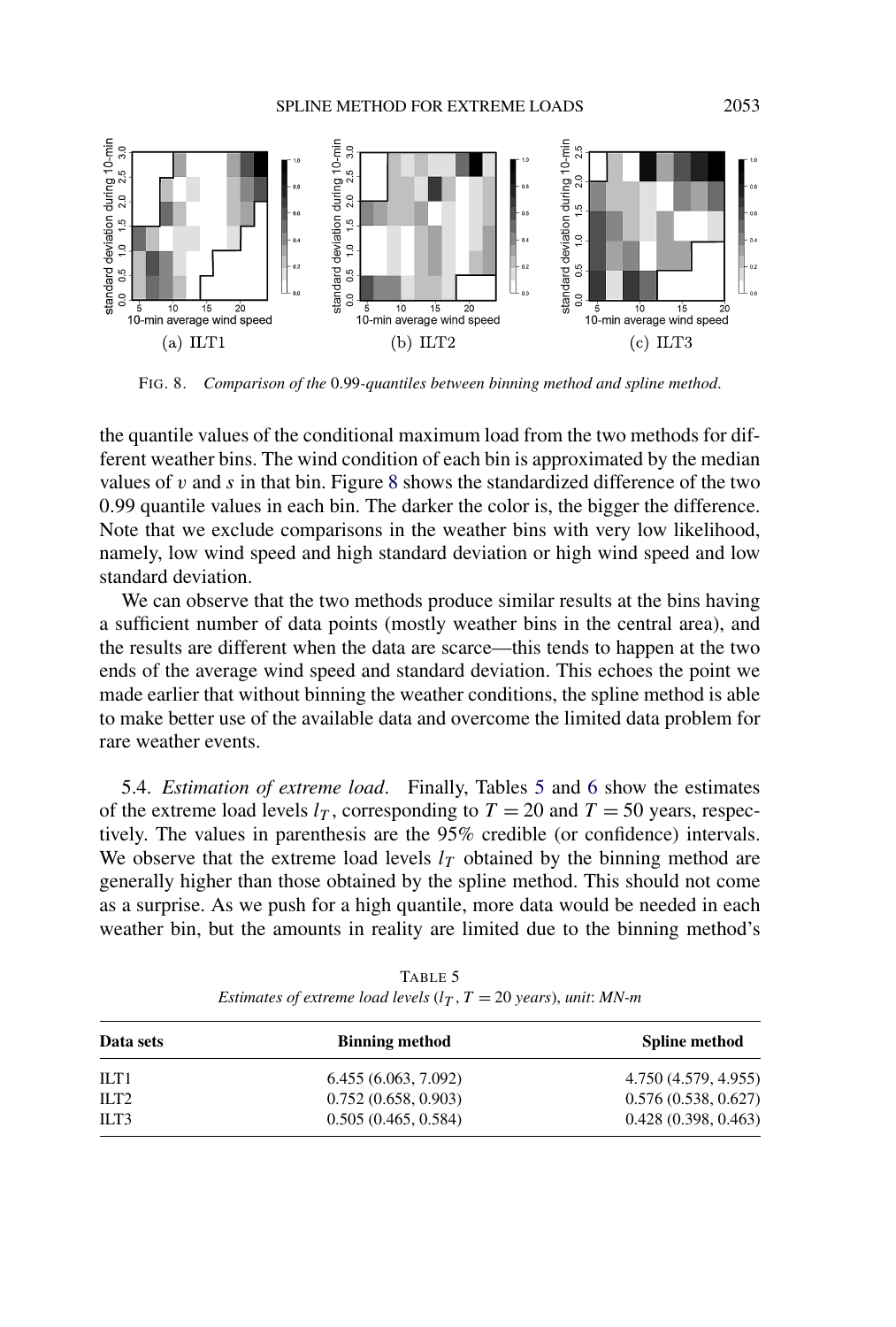FIG. 8. *Comparison of the* 0.99-*quantiles between binning method and spline method.*

the quantile values of the conditional maximum load from the two methods for different weather bins. The wind condition of each bin is approximated by the median values of $v$ and $s$ in that bin. Figure 8 shows the standardized difference of the two 0.99 quantile values in each bin. The darker the color is, the bigger the difference. Note that we exclude comparisons in the weather bins with very low likelihood, namely, low wind speed and high standard deviation or high wind speed and low standard deviation.

We can observe that the two methods produce similar results at the bins having a sufficient number of data points (mostly weather bins in the central area), and the results are different when the data are scarce—this tends to happen at the two ends of the average wind speed and standard deviation. This echoes the point we made earlier that without binning the weather conditions, the spline method is able to make better use of the available data and overcome the limited data problem for rare weather events.

5.4. *Estimation of extreme load*. Finally, Tables 5 and 6 show the estimates of the extreme load levels $l_T$, corresponding to $T = 20$ and $T = 50$ years, respectively. The values in parenthesis are the 95% credible (or confidence) intervals. We observe that the extreme load levels $l_T$ obtained by the binning method are generally higher than those obtained by the spline method. This should not come as a surprise. As we push for a high quantile, more data would be needed in each weather bin, but the amounts in reality are limited due to the binning method's

TABLE 5
*Estimates of extreme load levels* ($l_T$, $T = 20$ *years*), *unit*: *MN-m*

| **Data sets** | **Binning method** | **Spline method** |
|---|---|---|
| ILT1 | 6.455 (6.063, 7.092) | 4.750 (4.579, 4.955) |
| ILT2 | 0.752 (0.658, 0.903) | 0.576 (0.538, 0.627) |
| ILT3 | 0.505 (0.465, 0.584) | 0.428 (0.398, 0.463) |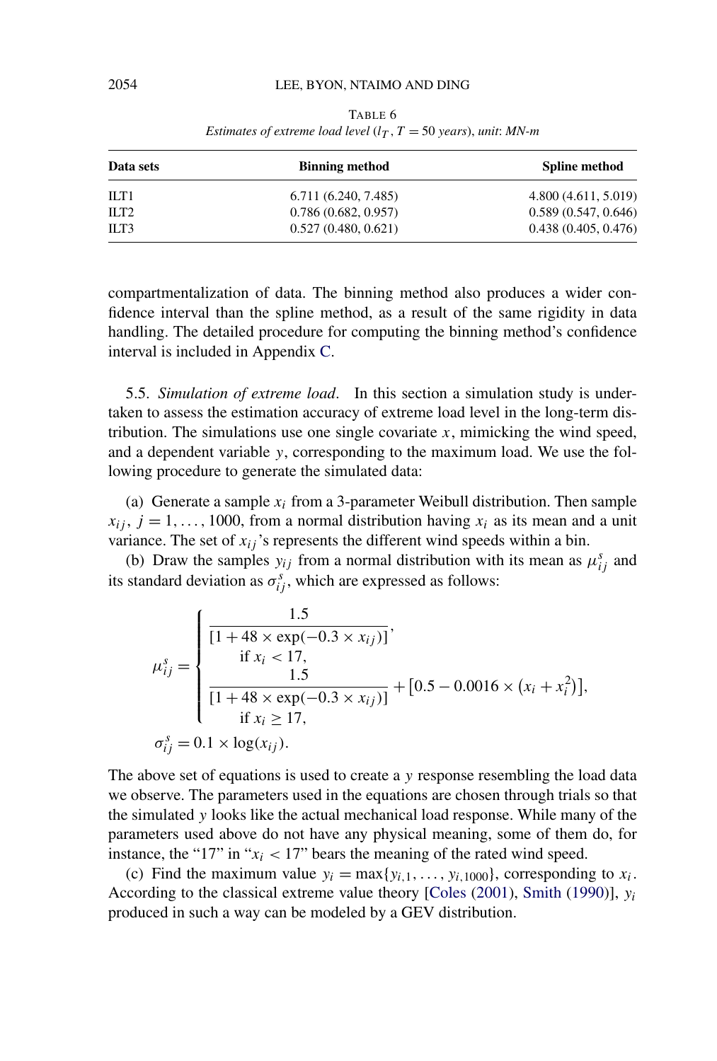TABLE 6

*Estimates of extreme load level ($l_T$, $T = 50$ years), unit: MN-m*

| Data sets | Binning method | Spline method |
|---|---|---|
| ILT1 | 6.711 (6.240, 7.485) | 4.800 (4.611, 5.019) |
| ILT2 | 0.786 (0.682, 0.957) | 0.589 (0.547, 0.646) |
| ILT3 | 0.527 (0.480, 0.621) | 0.438 (0.405, 0.476) |

compartmentalization of data. The binning method also produces a wider confidence interval than the spline method, as a result of the same rigidity in data handling. The detailed procedure for computing the binning method's confidence interval is included in Appendix C.

5.5. *Simulation of extreme load*. In this section a simulation study is undertaken to assess the estimation accuracy of extreme load level in the long-term distribution. The simulations use one single covariate $x$, mimicking the wind speed, and a dependent variable $y$, corresponding to the maximum load. We use the following procedure to generate the simulated data:

(a) Generate a sample $x_i$ from a 3-parameter Weibull distribution. Then sample $x_{ij}$, $j = 1, \ldots, 1000$, from a normal distribution having $x_i$ as its mean and a unit variance. The set of $x_{ij}$'s represents the different wind speeds within a bin.

(b) Draw the samples $y_{ij}$ from a normal distribution with its mean as $\mu_{ij}^s$ and its standard deviation as $\sigma_{ij}^s$, which are expressed as follows:

$$\mu_{ij}^s = \begin{cases} \dfrac{1.5}{[1 + 48 \times \exp(-0.3 \times x_{ij})]}, & \text{if } x_i < 17, \\ \dfrac{1.5}{[1 + 48 \times \exp(-0.3 \times x_{ij})]} + [0.5 - 0.0016 \times (x_i + x_i^2)], & \text{if } x_i \geq 17, \end{cases}$$

$$\sigma_{ij}^s = 0.1 \times \log(x_{ij}).$$

The above set of equations is used to create a $y$ response resembling the load data we observe. The parameters used in the equations are chosen through trials so that the simulated $y$ looks like the actual mechanical load response. While many of the parameters used above do not have any physical meaning, some of them do, for instance, the "17" in "$x_i < 17$" bears the meaning of the rated wind speed.

(c) Find the maximum value $y_i = \max\{y_{i,1}, \ldots, y_{i,1000}\}$, corresponding to $x_i$. According to the classical extreme value theory [Coles (2001), Smith (1990)], $y_i$ produced in such a way can be modeled by a GEV distribution.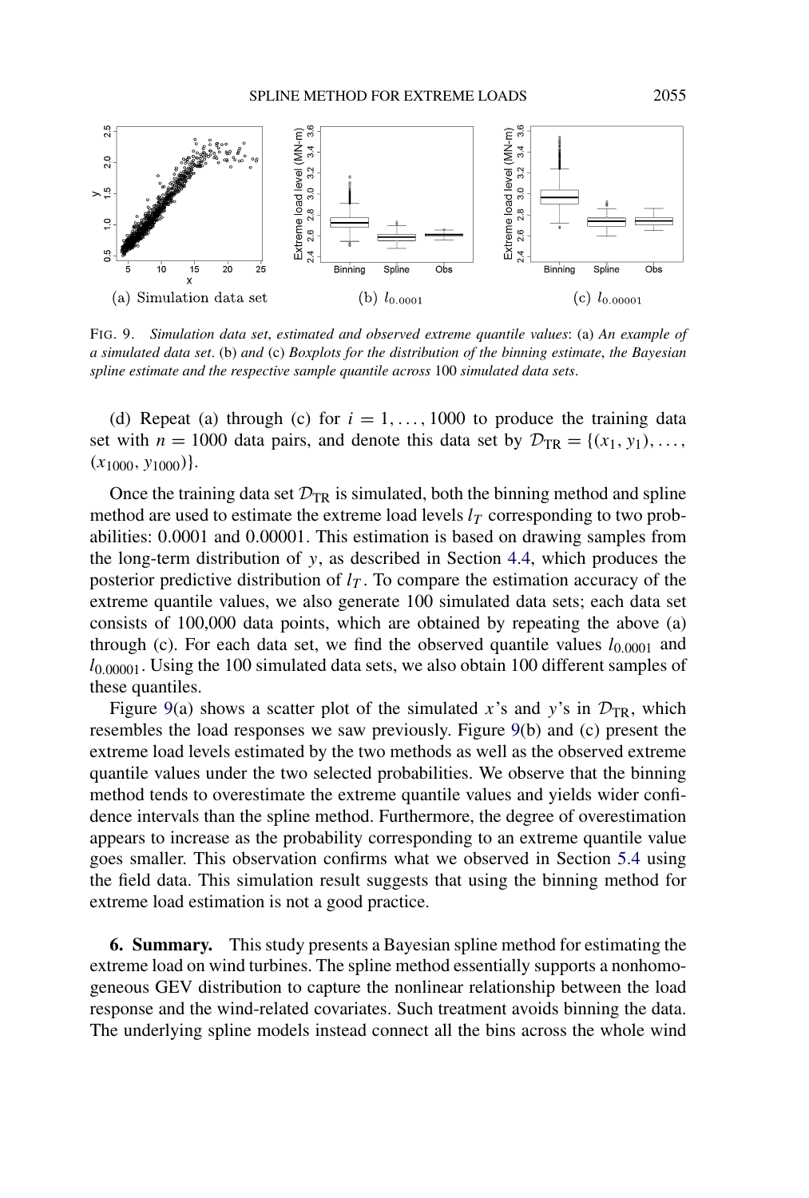FIG. 9. *Simulation data set, estimated and observed extreme quantile values*: (a) *An example of a simulated data set*. (b) *and* (c) *Boxplots for the distribution of the binning estimate, the Bayesian spline estimate and the respective sample quantile across* 100 *simulated data sets*.

(d) Repeat (a) through (c) for $i = 1, \ldots, 1000$ to produce the training data set with $n = 1000$ data pairs, and denote this data set by $\mathcal{D}_{\text{TR}} = \{(x_1, y_1), \ldots, (x_{1000}, y_{1000})\}$.

Once the training data set $\mathcal{D}_{\text{TR}}$ is simulated, both the binning method and spline method are used to estimate the extreme load levels $l_T$ corresponding to two probabilities: 0.0001 and 0.00001. This estimation is based on drawing samples from the long-term distribution of $y$, as described in Section 4.4, which produces the posterior predictive distribution of $l_T$. To compare the estimation accuracy of the extreme quantile values, we also generate 100 simulated data sets; each data set consists of 100,000 data points, which are obtained by repeating the above (a) through (c). For each data set, we find the observed quantile values $l_{0.0001}$ and $l_{0.00001}$. Using the 100 simulated data sets, we also obtain 100 different samples of these quantiles.

Figure 9(a) shows a scatter plot of the simulated $x$'s and $y$'s in $\mathcal{D}_{\text{TR}}$, which resembles the load responses we saw previously. Figure 9(b) and (c) present the extreme load levels estimated by the two methods as well as the observed extreme quantile values under the two selected probabilities. We observe that the binning method tends to overestimate the extreme quantile values and yields wider confidence intervals than the spline method. Furthermore, the degree of overestimation appears to increase as the probability corresponding to an extreme quantile value goes smaller. This observation confirms what we observed in Section 5.4 using the field data. This simulation result suggests that using the binning method for extreme load estimation is not a good practice.

## 6. Summary.

This study presents a Bayesian spline method for estimating the extreme load on wind turbines. The spline method essentially supports a nonhomogeneous GEV distribution to capture the nonlinear relationship between the load response and the wind-related covariates. Such treatment avoids binning the data. The underlying spline models instead connect all the bins across the whole wind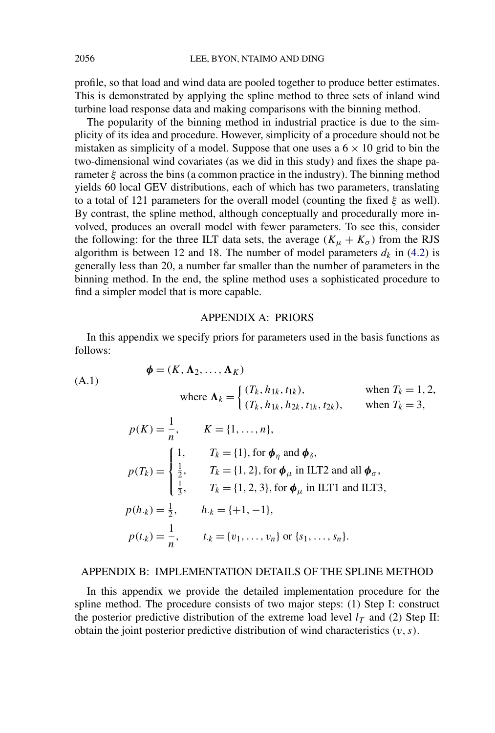profile, so that load and wind data are pooled together to produce better estimates. This is demonstrated by applying the spline method to three sets of inland wind turbine load response data and making comparisons with the binning method.

The popularity of the binning method in industrial practice is due to the simplicity of its idea and procedure. However, simplicity of a procedure should not be mistaken as simplicity of a model. Suppose that one uses a $6 \times 10$ grid to bin the two-dimensional wind covariates (as we did in this study) and fixes the shape parameter $\xi$ across the bins (a common practice in the industry). The binning method yields 60 local GEV distributions, each of which has two parameters, translating to a total of 121 parameters for the overall model (counting the fixed $\xi$ as well). By contrast, the spline method, although conceptually and procedurally more involved, produces an overall model with fewer parameters. To see this, consider the following: for the three ILT data sets, the average $(K_\mu + K_\sigma)$ from the RJS algorithm is between 12 and 18. The number of model parameters $d_k$ in (4.2) is generally less than 20, a number far smaller than the number of parameters in the binning method. In the end, the spline method uses a sophisticated procedure to find a simpler model that is more capable.

## APPENDIX A: PRIORS

In this appendix we specify priors for parameters used in the basis functions as follows:

$$
\begin{aligned}
&\boldsymbol{\phi} = (K, \boldsymbol{\Lambda}_2, \ldots, \boldsymbol{\Lambda}_K) \\
&\qquad \text{where } \boldsymbol{\Lambda}_k = \begin{cases} (T_k, h_{1k}, t_{1k}), & \text{when } T_k = 1, 2, \\ (T_k, h_{1k}, h_{2k}, t_{1k}, t_{2k}), & \text{when } T_k = 3, \end{cases} \\
&p(K) = \frac{1}{n}, \qquad K = \{1, \ldots, n\}, \\
&p(T_k) = \begin{cases} 1, & T_k = \{1\}, \text{ for } \boldsymbol{\phi}_\eta \text{ and } \boldsymbol{\phi}_\delta, \\ \frac{1}{2}, & T_k = \{1, 2\}, \text{ for } \boldsymbol{\phi}_\mu \text{ in ILT2 and all } \boldsymbol{\phi}_\sigma, \\ \frac{1}{3}, & T_k = \{1, 2, 3\}, \text{ for } \boldsymbol{\phi}_\mu \text{ in ILT1 and ILT3,} \end{cases} \\
&p(h_{\cdot k}) = \tfrac{1}{2}, \qquad h_{\cdot k} = \{+1, -1\}, \\
&p(t_{\cdot k}) = \frac{1}{n}, \qquad t_{\cdot k} = \{v_1, \ldots, v_n\} \text{ or } \{s_1, \ldots, s_n\}.
\end{aligned}
\tag{A.1}
$$

## APPENDIX B: IMPLEMENTATION DETAILS OF THE SPLINE METHOD

In this appendix we provide the detailed implementation procedure for the spline method. The procedure consists of two major steps: (1) Step I: construct the posterior predictive distribution of the extreme load level $l_T$ and (2) Step II: obtain the joint posterior predictive distribution of wind characteristics $(v, s)$.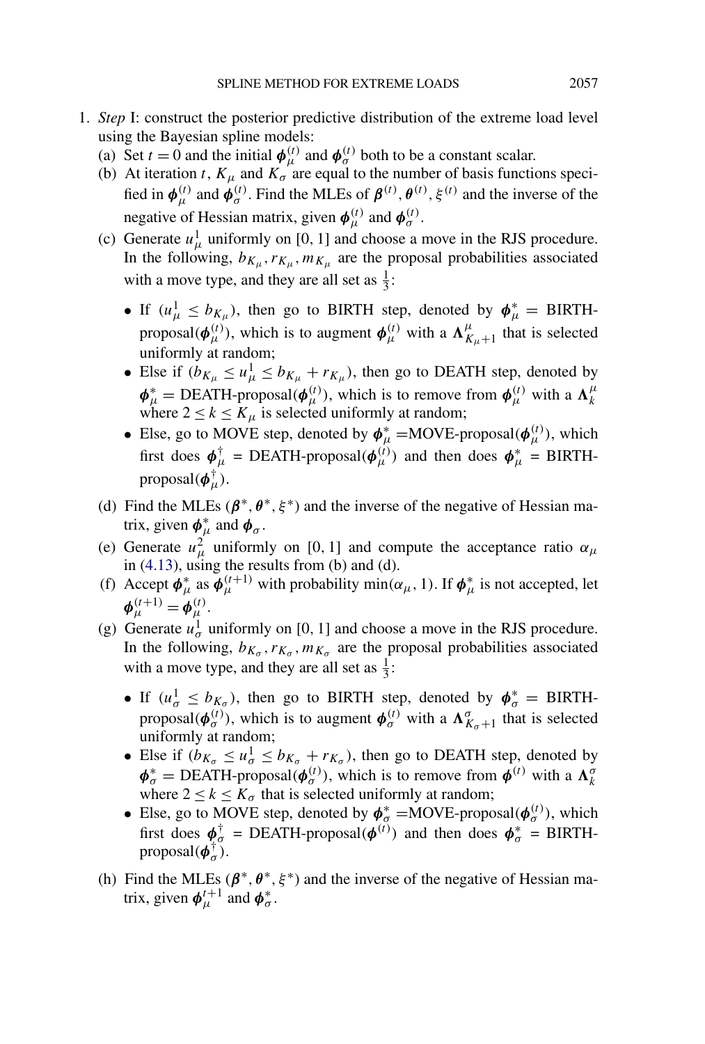1. *Step* I: construct the posterior predictive distribution of the extreme load level using the Bayesian spline models:
   (a) Set $t = 0$ and the initial $\boldsymbol{\phi}_\mu^{(t)}$ and $\boldsymbol{\phi}_\sigma^{(t)}$ both to be a constant scalar.
   (b) At iteration $t$, $K_\mu$ and $K_\sigma$ are equal to the number of basis functions specified in $\boldsymbol{\phi}_\mu^{(t)}$ and $\boldsymbol{\phi}_\sigma^{(t)}$. Find the MLEs of $\boldsymbol{\beta}^{(t)}, \boldsymbol{\theta}^{(t)}, \xi^{(t)}$ and the inverse of the negative of Hessian matrix, given $\boldsymbol{\phi}_\mu^{(t)}$ and $\boldsymbol{\phi}_\sigma^{(t)}$.
   (c) Generate $u_\mu^1$ uniformly on [0, 1] and choose a move in the RJS procedure. In the following, $b_{K_\mu}, r_{K_\mu}, m_{K_\mu}$ are the proposal probabilities associated with a move type, and they are all set as $\frac{1}{3}$:

      - If $(u_\mu^1 \leq b_{K_\mu})$, then go to BIRTH step, denoted by $\boldsymbol{\phi}_\mu^* =$ BIRTH-proposal($\boldsymbol{\phi}_\mu^{(t)}$), which is to augment $\boldsymbol{\phi}_\mu^{(t)}$ with a $\boldsymbol{\Lambda}_{K_\mu+1}^\mu$ that is selected uniformly at random;
      - Else if $(b_{K_\mu} \leq u_\mu^1 \leq b_{K_\mu} + r_{K_\mu})$, then go to DEATH step, denoted by $\boldsymbol{\phi}_\mu^* =$ DEATH-proposal($\boldsymbol{\phi}_\mu^{(t)}$), which is to remove from $\boldsymbol{\phi}_\mu^{(t)}$ with a $\boldsymbol{\Lambda}_k^\mu$ where $2 \leq k \leq K_\mu$ is selected uniformly at random;
      - Else, go to MOVE step, denoted by $\boldsymbol{\phi}_\mu^*$ =MOVE-proposal($\boldsymbol{\phi}_\mu^{(t)}$), which first does $\boldsymbol{\phi}_\mu^\dagger$ = DEATH-proposal($\boldsymbol{\phi}_\mu^{(t)}$) and then does $\boldsymbol{\phi}_\mu^*$ = BIRTH-proposal($\boldsymbol{\phi}_\mu^\dagger$).

   (d) Find the MLEs $(\boldsymbol{\beta}^*, \boldsymbol{\theta}^*, \xi^*)$ and the inverse of the negative of Hessian matrix, given $\boldsymbol{\phi}_\mu^*$ and $\boldsymbol{\phi}_\sigma$.
   (e) Generate $u_\mu^2$ uniformly on [0, 1] and compute the acceptance ratio $\alpha_\mu$ in (4.13), using the results from (b) and (d).
   (f) Accept $\boldsymbol{\phi}_\mu^*$ as $\boldsymbol{\phi}_\mu^{(t+1)}$ with probability $\min(\alpha_\mu, 1)$. If $\boldsymbol{\phi}_\mu^*$ is not accepted, let $\boldsymbol{\phi}_\mu^{(t+1)} = \boldsymbol{\phi}_\mu^{(t)}$.
   (g) Generate $u_\sigma^1$ uniformly on [0, 1] and choose a move in the RJS procedure. In the following, $b_{K_\sigma}, r_{K_\sigma}, m_{K_\sigma}$ are the proposal probabilities associated with a move type, and they are all set as $\frac{1}{3}$:

      - If $(u_\sigma^1 \leq b_{K_\sigma})$, then go to BIRTH step, denoted by $\boldsymbol{\phi}_\sigma^* =$ BIRTH-proposal($\boldsymbol{\phi}_\sigma^{(t)}$), which is to augment $\boldsymbol{\phi}_\sigma^{(t)}$ with a $\boldsymbol{\Lambda}_{K_\sigma+1}^\sigma$ that is selected uniformly at random;
      - Else if $(b_{K_\sigma} \leq u_\sigma^1 \leq b_{K_\sigma} + r_{K_\sigma})$, then go to DEATH step, denoted by $\boldsymbol{\phi}_\sigma^* =$ DEATH-proposal($\boldsymbol{\phi}_\sigma^{(t)}$), which is to remove from $\boldsymbol{\phi}^{(t)}$ with a $\boldsymbol{\Lambda}_k^\sigma$ where $2 \leq k \leq K_\sigma$ that is selected uniformly at random;
      - Else, go to MOVE step, denoted by $\boldsymbol{\phi}_\sigma^*$ =MOVE-proposal($\boldsymbol{\phi}_\sigma^{(t)}$), which first does $\boldsymbol{\phi}_\sigma^\dagger$ = DEATH-proposal($\boldsymbol{\phi}^{(t)}$) and then does $\boldsymbol{\phi}_\sigma^*$ = BIRTH-proposal($\boldsymbol{\phi}_\sigma^\dagger$).

   (h) Find the MLEs $(\boldsymbol{\beta}^*, \boldsymbol{\theta}^*, \xi^*)$ and the inverse of the negative of Hessian matrix, given $\boldsymbol{\phi}_\mu^{t+1}$ and $\boldsymbol{\phi}_\sigma^*$.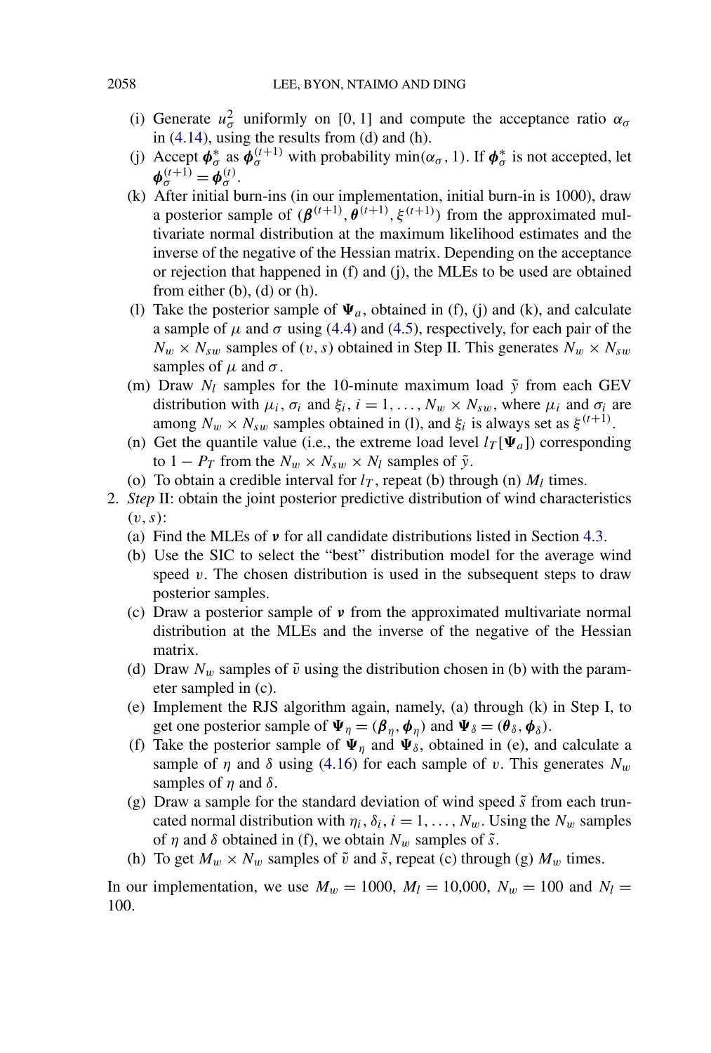(i) Generate $u_\sigma^2$ uniformly on $[0, 1]$ and compute the acceptance ratio $\alpha_\sigma$ in (4.14), using the results from (d) and (h).

(j) Accept $\boldsymbol{\phi}_\sigma^*$ as $\boldsymbol{\phi}_\sigma^{(t+1)}$ with probability $\min(\alpha_\sigma, 1)$. If $\boldsymbol{\phi}_\sigma^*$ is not accepted, let $\boldsymbol{\phi}_\sigma^{(t+1)} = \boldsymbol{\phi}_\sigma^{(t)}$.

(k) After initial burn-ins (in our implementation, initial burn-in is 1000), draw a posterior sample of $(\boldsymbol{\beta}^{(t+1)}, \boldsymbol{\theta}^{(t+1)}, \xi^{(t+1)})$ from the approximated multivariate normal distribution at the maximum likelihood estimates and the inverse of the negative of the Hessian matrix. Depending on the acceptance or rejection that happened in (f) and (j), the MLEs to be used are obtained from either (b), (d) or (h).

(l) Take the posterior sample of $\boldsymbol{\Psi}_a$, obtained in (f), (j) and (k), and calculate a sample of $\mu$ and $\sigma$ using (4.4) and (4.5), respectively, for each pair of the $N_w \times N_{sw}$ samples of $(v, s)$ obtained in Step II. This generates $N_w \times N_{sw}$ samples of $\mu$ and $\sigma$.

(m) Draw $N_l$ samples for the 10-minute maximum load $\tilde{y}$ from each GEV distribution with $\mu_i$, $\sigma_i$ and $\xi_i$, $i = 1, \ldots, N_w \times N_{sw}$, where $\mu_i$ and $\sigma_i$ are among $N_w \times N_{sw}$ samples obtained in (l), and $\xi_i$ is always set as $\xi^{(t+1)}$.

(n) Get the quantile value (i.e., the extreme load level $l_T[\boldsymbol{\Psi}_a]$) corresponding to $1 - P_T$ from the $N_w \times N_{sw} \times N_l$ samples of $\tilde{y}$.

(o) To obtain a credible interval for $l_T$, repeat (b) through (n) $M_l$ times.

2. *Step* II: obtain the joint posterior predictive distribution of wind characteristics $(v, s)$:

(a) Find the MLEs of $\boldsymbol{\nu}$ for all candidate distributions listed in Section 4.3.

(b) Use the SIC to select the "best" distribution model for the average wind speed $v$. The chosen distribution is used in the subsequent steps to draw posterior samples.

(c) Draw a posterior sample of $\boldsymbol{\nu}$ from the approximated multivariate normal distribution at the MLEs and the inverse of the negative of the Hessian matrix.

(d) Draw $N_w$ samples of $\tilde{v}$ using the distribution chosen in (b) with the parameter sampled in (c).

(e) Implement the RJS algorithm again, namely, (a) through (k) in Step I, to get one posterior sample of $\boldsymbol{\Psi}_\eta = (\boldsymbol{\beta}_\eta, \boldsymbol{\phi}_\eta)$ and $\boldsymbol{\Psi}_\delta = (\boldsymbol{\theta}_\delta, \boldsymbol{\phi}_\delta)$.

(f) Take the posterior sample of $\boldsymbol{\Psi}_\eta$ and $\boldsymbol{\Psi}_\delta$, obtained in (e), and calculate a sample of $\eta$ and $\delta$ using (4.16) for each sample of $v$. This generates $N_w$ samples of $\eta$ and $\delta$.

(g) Draw a sample for the standard deviation of wind speed $\tilde{s}$ from each truncated normal distribution with $\eta_i, \delta_i$, $i = 1, \ldots, N_w$. Using the $N_w$ samples of $\eta$ and $\delta$ obtained in (f), we obtain $N_w$ samples of $\tilde{s}$.

(h) To get $M_w \times N_w$ samples of $\tilde{v}$ and $\tilde{s}$, repeat (c) through (g) $M_w$ times.

In our implementation, we use $M_w = 1000$, $M_l = 10{,}000$, $N_w = 100$ and $N_l = 100$.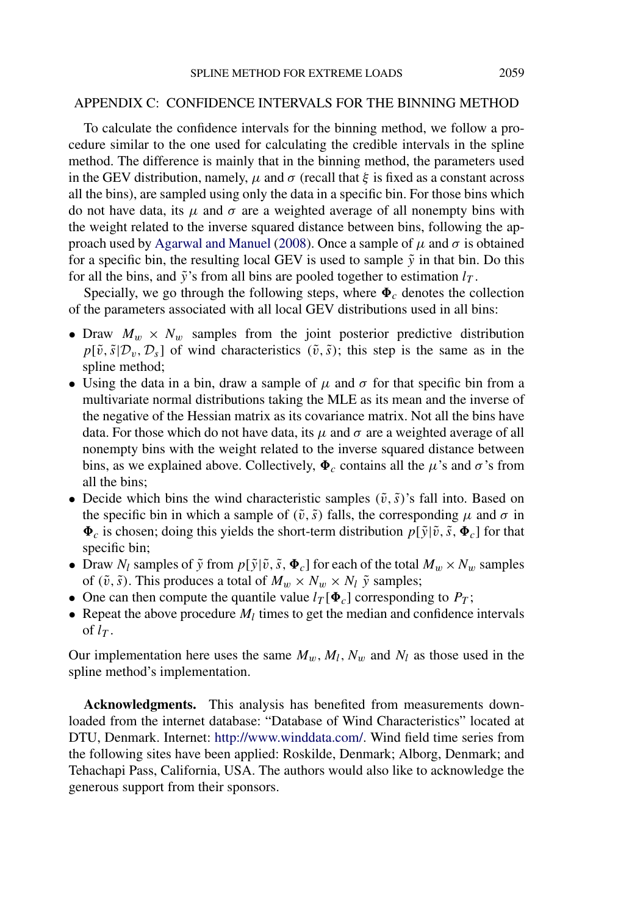## APPENDIX C: CONFIDENCE INTERVALS FOR THE BINNING METHOD

To calculate the confidence intervals for the binning method, we follow a procedure similar to the one used for calculating the credible intervals in the spline method. The difference is mainly that in the binning method, the parameters used in the GEV distribution, namely, $\mu$ and $\sigma$ (recall that $\xi$ is fixed as a constant across all the bins), are sampled using only the data in a specific bin. For those bins which do not have data, its $\mu$ and $\sigma$ are a weighted average of all nonempty bins with the weight related to the inverse squared distance between bins, following the approach used by Agarwal and Manuel (2008). Once a sample of $\mu$ and $\sigma$ is obtained for a specific bin, the resulting local GEV is used to sample $\tilde{y}$ in that bin. Do this for all the bins, and $\tilde{y}$'s from all bins are pooled together to estimation $l_T$.

Specially, we go through the following steps, where $\mathbf{\Phi}_c$ denotes the collection of the parameters associated with all local GEV distributions used in all bins:

- Draw $M_w \times N_w$ samples from the joint posterior predictive distribution $p[\tilde{v}, \tilde{s}|\mathcal{D}_v, \mathcal{D}_s]$ of wind characteristics $(\tilde{v}, \tilde{s})$; this step is the same as in the spline method;
- Using the data in a bin, draw a sample of $\mu$ and $\sigma$ for that specific bin from a multivariate normal distributions taking the MLE as its mean and the inverse of the negative of the Hessian matrix as its covariance matrix. Not all the bins have data. For those which do not have data, its $\mu$ and $\sigma$ are a weighted average of all nonempty bins with the weight related to the inverse squared distance between bins, as we explained above. Collectively, $\mathbf{\Phi}_c$ contains all the $\mu$'s and $\sigma$'s from all the bins;
- Decide which bins the wind characteristic samples $(\tilde{v}, \tilde{s})$'s fall into. Based on the specific bin in which a sample of $(\tilde{v}, \tilde{s})$ falls, the corresponding $\mu$ and $\sigma$ in $\mathbf{\Phi}_c$ is chosen; doing this yields the short-term distribution $p[\tilde{y}|\tilde{v}, \tilde{s}, \mathbf{\Phi}_c]$ for that specific bin;
- Draw $N_l$ samples of $\tilde{y}$ from $p[\tilde{y}|\tilde{v}, \tilde{s}, \mathbf{\Phi}_c]$ for each of the total $M_w \times N_w$ samples of $(\tilde{v}, \tilde{s})$. This produces a total of $M_w \times N_w \times N_l$ $\tilde{y}$ samples;
- One can then compute the quantile value $l_T[\mathbf{\Phi}_c]$ corresponding to $P_T$;
- Repeat the above procedure $M_l$ times to get the median and confidence intervals of $l_T$.

Our implementation here uses the same $M_w$, $M_l$, $N_w$ and $N_l$ as those used in the spline method's implementation.

**Acknowledgments.** This analysis has benefited from measurements downloaded from the internet database: "Database of Wind Characteristics" located at DTU, Denmark. Internet: http://www.winddata.com/. Wind field time series from the following sites have been applied: Roskilde, Denmark; Alborg, Denmark; and Tehachapi Pass, California, USA. The authors would also like to acknowledge the generous support from their sponsors.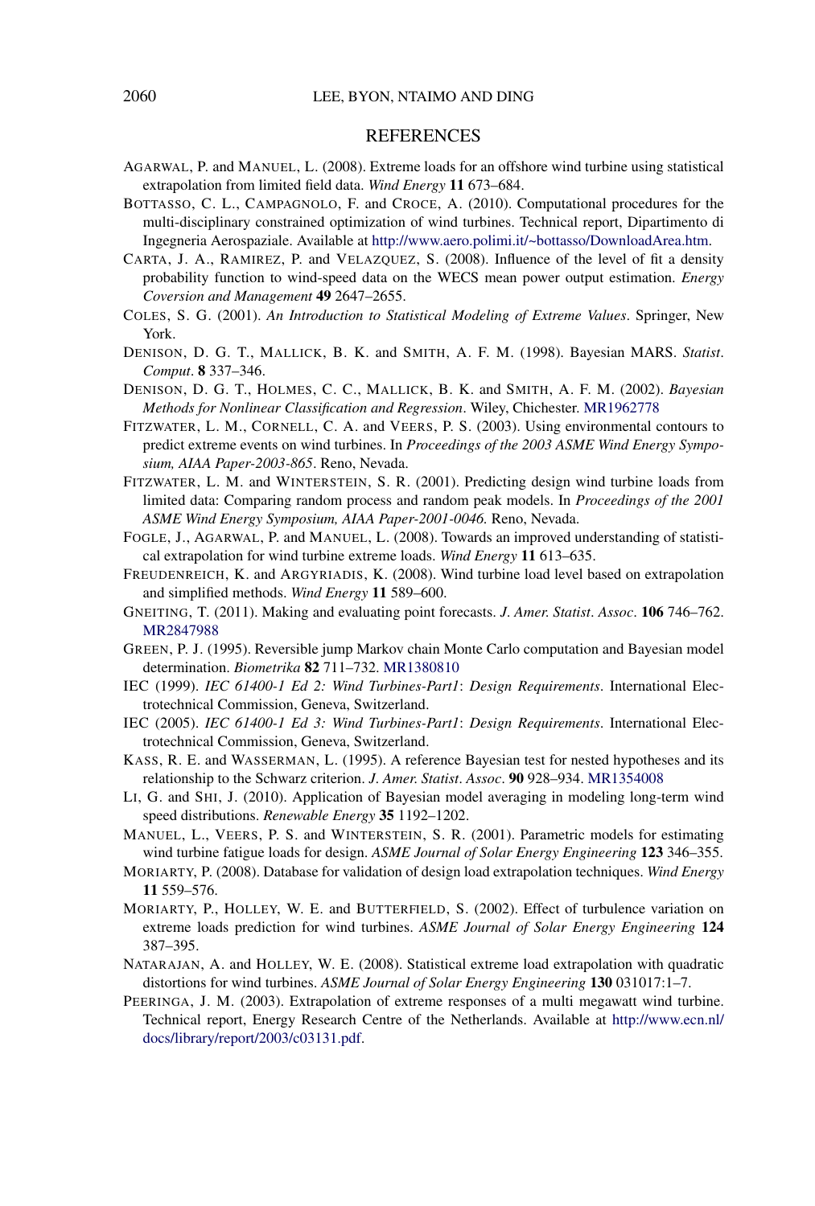## REFERENCES

AGARWAL, P. and MANUEL, L. (2008). Extreme loads for an offshore wind turbine using statistical extrapolation from limited field data. *Wind Energy* **11** 673–684.

BOTTASSO, C. L., CAMPAGNOLO, F. and CROCE, A. (2010). Computational procedures for the multi-disciplinary constrained optimization of wind turbines. Technical report, Dipartimento di Ingegneria Aerospaziale. Available at http://www.aero.polimi.it/~bottasso/DownloadArea.htm.

CARTA, J. A., RAMIREZ, P. and VELAZQUEZ, S. (2008). Influence of the level of fit a density probability function to wind-speed data on the WECS mean power output estimation. *Energy Coversion and Management* **49** 2647–2655.

COLES, S. G. (2001). *An Introduction to Statistical Modeling of Extreme Values*. Springer, New York.

DENISON, D. G. T., MALLICK, B. K. and SMITH, A. F. M. (1998). Bayesian MARS. *Statist. Comput.* **8** 337–346.

DENISON, D. G. T., HOLMES, C. C., MALLICK, B. K. and SMITH, A. F. M. (2002). *Bayesian Methods for Nonlinear Classification and Regression*. Wiley, Chichester. MR1962778

FITZWATER, L. M., CORNELL, C. A. and VEERS, P. S. (2003). Using environmental contours to predict extreme events on wind turbines. In *Proceedings of the 2003 ASME Wind Energy Symposium, AIAA Paper-2003-865*. Reno, Nevada.

FITZWATER, L. M. and WINTERSTEIN, S. R. (2001). Predicting design wind turbine loads from limited data: Comparing random process and random peak models. In *Proceedings of the 2001 ASME Wind Energy Symposium, AIAA Paper-2001-0046.* Reno, Nevada.

FOGLE, J., AGARWAL, P. and MANUEL, L. (2008). Towards an improved understanding of statistical extrapolation for wind turbine extreme loads. *Wind Energy* **11** 613–635.

FREUDENREICH, K. and ARGYRIADIS, K. (2008). Wind turbine load level based on extrapolation and simplified methods. *Wind Energy* **11** 589–600.

GNEITING, T. (2011). Making and evaluating point forecasts. *J. Amer. Statist. Assoc.* **106** 746–762. MR2847988

GREEN, P. J. (1995). Reversible jump Markov chain Monte Carlo computation and Bayesian model determination. *Biometrika* **82** 711–732. MR1380810

IEC (1999). *IEC 61400-1 Ed 2: Wind Turbines-Part1*: *Design Requirements*. International Electrotechnical Commission, Geneva, Switzerland.

IEC (2005). *IEC 61400-1 Ed 3: Wind Turbines-Part1*: *Design Requirements*. International Electrotechnical Commission, Geneva, Switzerland.

KASS, R. E. and WASSERMAN, L. (1995). A reference Bayesian test for nested hypotheses and its relationship to the Schwarz criterion. *J. Amer. Statist. Assoc.* **90** 928–934. MR1354008

LI, G. and SHI, J. (2010). Application of Bayesian model averaging in modeling long-term wind speed distributions. *Renewable Energy* **35** 1192–1202.

MANUEL, L., VEERS, P. S. and WINTERSTEIN, S. R. (2001). Parametric models for estimating wind turbine fatigue loads for design. *ASME Journal of Solar Energy Engineering* **123** 346–355.

MORIARTY, P. (2008). Database for validation of design load extrapolation techniques. *Wind Energy* **11** 559–576.

MORIARTY, P., HOLLEY, W. E. and BUTTERFIELD, S. (2002). Effect of turbulence variation on extreme loads prediction for wind turbines. *ASME Journal of Solar Energy Engineering* **124** 387–395.

NATARAJAN, A. and HOLLEY, W. E. (2008). Statistical extreme load extrapolation with quadratic distortions for wind turbines. *ASME Journal of Solar Energy Engineering* **130** 031017:1–7.

PEERINGA, J. M. (2003). Extrapolation of extreme responses of a multi megawatt wind turbine. Technical report, Energy Research Centre of the Netherlands. Available at http://www.ecn.nl/docs/library/report/2003/c03131.pdf.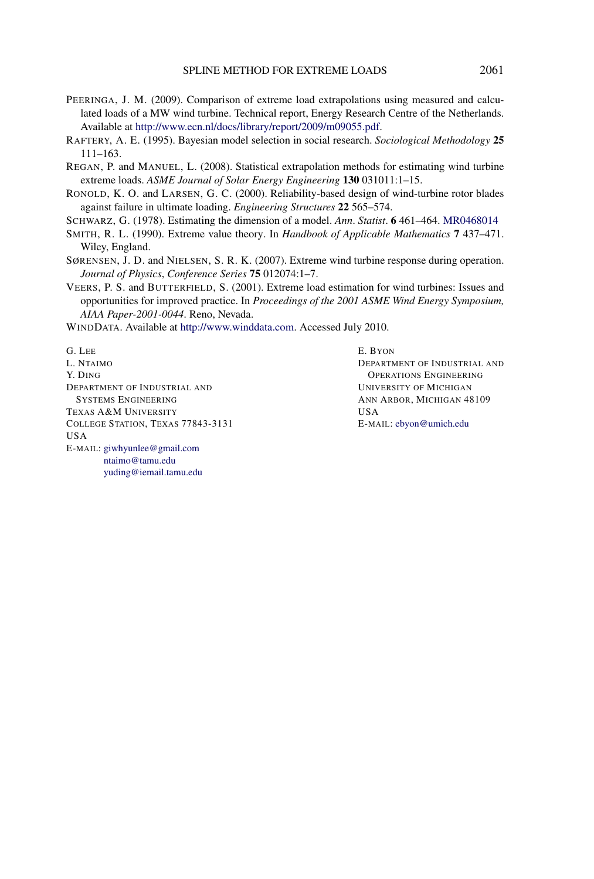PEERINGA, J. M. (2009). Comparison of extreme load extrapolations using measured and calculated loads of a MW wind turbine. Technical report, Energy Research Centre of the Netherlands. Available at http://www.ecn.nl/docs/library/report/2009/m09055.pdf.

RAFTERY, A. E. (1995). Bayesian model selection in social research. *Sociological Methodology* **25** 111–163.

REGAN, P. and MANUEL, L. (2008). Statistical extrapolation methods for estimating wind turbine extreme loads. *ASME Journal of Solar Energy Engineering* **130** 031011:1–15.

RONOLD, K. O. and LARSEN, G. C. (2000). Reliability-based design of wind-turbine rotor blades against failure in ultimate loading. *Engineering Structures* **22** 565–574.

SCHWARZ, G. (1978). Estimating the dimension of a model. *Ann. Statist.* **6** 461–464. MR0468014

SMITH, R. L. (1990). Extreme value theory. In *Handbook of Applicable Mathematics* **7** 437–471. Wiley, England.

SØRENSEN, J. D. and NIELSEN, S. R. K. (2007). Extreme wind turbine response during operation. *Journal of Physics*, *Conference Series* **75** 012074:1–7.

VEERS, P. S. and BUTTERFIELD, S. (2001). Extreme load estimation for wind turbines: Issues and opportunities for improved practice. In *Proceedings of the 2001 ASME Wind Energy Symposium, AIAA Paper-2001-0044*. Reno, Nevada.

WINDDATA. Available at http://www.winddata.com. Accessed July 2010.

G. LEE
L. NTAIMO
Y. DING
DEPARTMENT OF INDUSTRIAL AND SYSTEMS ENGINEERING
TEXAS A&M UNIVERSITY
COLLEGE STATION, TEXAS 77843-3131
USA
E-MAIL: giwhyunlee@gmail.com
ntaimo@tamu.edu
yuding@iemail.tamu.edu

E. BYON
DEPARTMENT OF INDUSTRIAL AND OPERATIONS ENGINEERING
UNIVERSITY OF MICHIGAN
ANN ARBOR, MICHIGAN 48109
USA
E-MAIL: ebyon@umich.edu